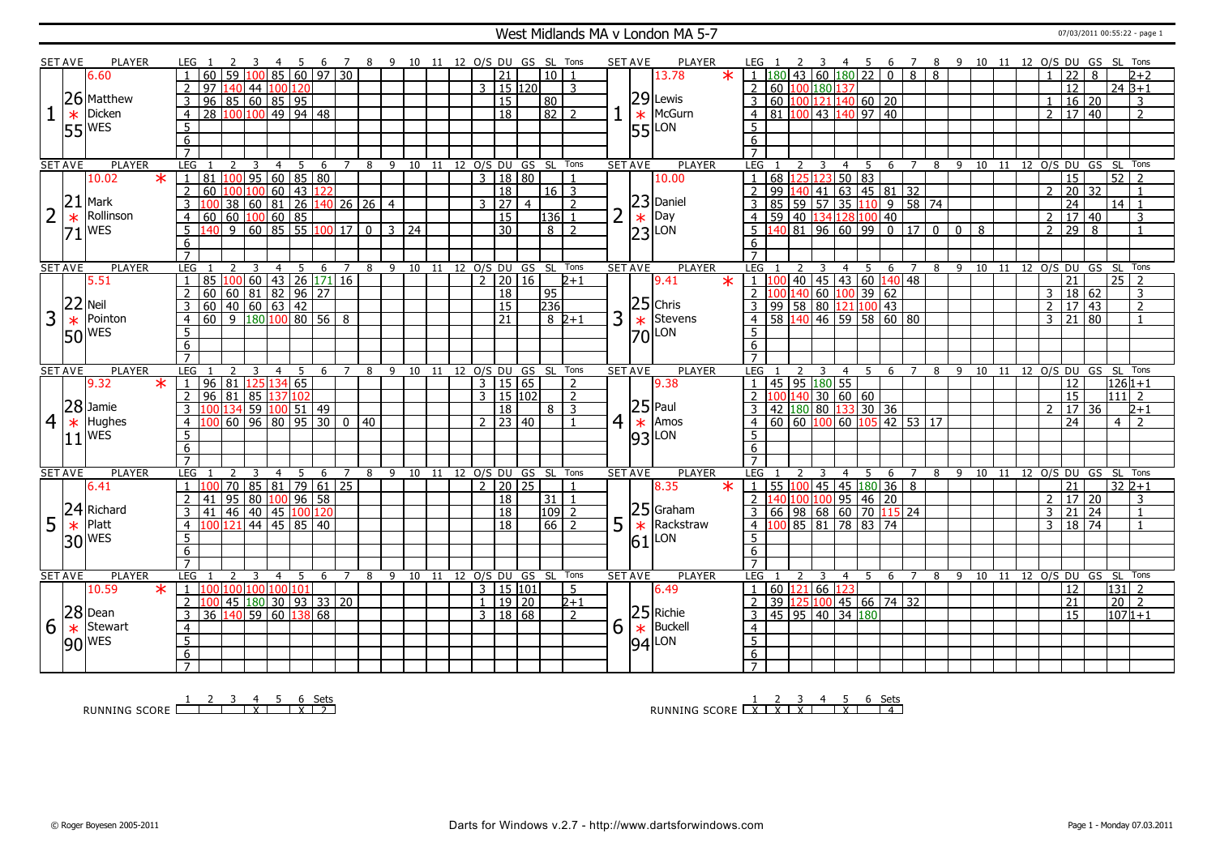# West Midlands MA v London MA 5-7

07/03/2011 00:55:22 - page 1

## Set 1

| SET AVE | PLAYER | LEG | 1 | 2 | 3 | 4 | 5 | 6 | 7 | 8 | 9 | 10 | 11 | 12 | O/S | DU | GS | SL | Tons |
|---|---|---|---|---|---|---|---|---|---|---|---|---|---|---|---|---|---|---|---|
| 6.60 | Matthew Dicken (WES) | 1 | 60 | 59 | 100 | 85 | 60 | 97 | 30 | | | | | | | 21 | | 10 | 1 |
| 26 | | 2 | 97 | 140 | 44 | 100 | 120 | | | | | | | | 3 | 15 | 120 | | 3 |
| * | | 3 | 96 | 85 | 60 | 85 | 95 | | | | | | | | | 15 | | 80 | |
| 55 | | 4 | 28 | 100 | 100 | 49 | 94 | 48 | | | | | | | | 18 | | 82 | 2 |

| SET AVE | PLAYER | LEG | 1 | 2 | 3 | 4 | 5 | 6 | 7 | 8 | 9 | 10 | 11 | 12 | O/S | DU | GS | SL | Tons |
|---|---|---|---|---|---|---|---|---|---|---|---|---|---|---|---|---|---|---|---|
| 13.78 * | Lewis McGurn (LON) | 1 | 180 | 43 | 60 | 180 | 22 | 0 | 8 | 8 | | | | | 1 | 22 | 8 | | 2+2 |
| 29 | | 2 | 60 | 100 | 180 | 137 | | | | | | | | | | 12 | | 24 | 3+1 |
| * | | 3 | 60 | 100 | 121 | 140 | 60 | 20 | | | | | | | 1 | 16 | 20 | | 3 |
| 55 | | 4 | 81 | 100 | 43 | 140 | 97 | 40 | | | | | | | 2 | 17 | 40 | | 2 |

## Set 2

| SET AVE | PLAYER | LEG | 1 | 2 | 3 | 4 | 5 | 6 | 7 | 8 | 9 | 10 | 11 | 12 | O/S | DU | GS | SL | Tons |
|---|---|---|---|---|---|---|---|---|---|---|---|---|---|---|---|---|---|---|---|
| 10.02 * | Mark Rollinson (WES) | 1 | 81 | 100 | 95 | 60 | 85 | 80 | | | | | | | 3 | 18 | 80 | | 1 |
| 21 | | 2 | 60 | 100 | 100 | 60 | 43 | 122 | | | | | | | | 18 | | 16 | 3 |
| * | | 3 | 100 | 38 | 60 | 81 | 26 | 140 | 26 | 26 | 4 | | | | 3 | 27 | 4 | | 2 |
| 71 | | 4 | 60 | 60 | 100 | 60 | 85 | | | | | | | | | 15 | | 136 | 1 |
| | | 5 | 140 | 9 | 60 | 85 | 55 | 100 | 17 | 0 | 3 | 24 | | | | 30 | | 8 | 2 |

| SET AVE | PLAYER | LEG | 1 | 2 | 3 | 4 | 5 | 6 | 7 | 8 | 9 | 10 | 11 | 12 | O/S | DU | GS | SL | Tons |
|---|---|---|---|---|---|---|---|---|---|---|---|---|---|---|---|---|---|---|---|
| 10.00 | Daniel Day (LON) | 1 | 68 | 125 | 123 | 50 | 83 | | | | | | | | | 15 | | 52 | 2 |
| 23 | | 2 | 99 | 140 | 41 | 63 | 45 | 81 | 32 | | | | | | 2 | 20 | 32 | | 1 |
| * | | 3 | 85 | 59 | 57 | 35 | 110 | 9 | 58 | 74 | | | | | | 24 | | 14 | 1 |
| 23 | | 4 | 59 | 40 | 134 | 128 | 100 | 40 | | | | | | | 2 | 17 | 40 | | 3 |
| | | 5 | 140 | 81 | 96 | 60 | 99 | 0 | 17 | 0 | 0 | 8 | | | 2 | 29 | 8 | | 1 |

## Set 3

| SET AVE | PLAYER | LEG | 1 | 2 | 3 | 4 | 5 | 6 | 7 | 8 | 9 | 10 | 11 | 12 | O/S | DU | GS | SL | Tons |
|---|---|---|---|---|---|---|---|---|---|---|---|---|---|---|---|---|---|---|---|
| 5.51 | Neil Pointon (WES) | 1 | 85 | 100 | 60 | 43 | 26 | 171 | 16 | | | | | | 2 | 20 | 16 | | 2+1 |
| 22 | | 2 | 60 | 60 | 81 | 82 | 96 | 27 | | | | | | | | 18 | | 95 | |
| * | | 3 | 60 | 40 | 60 | 63 | 42 | | | | | | | | | 15 | | 236 | |
| 50 | | 4 | 60 | 9 | 180 | 100 | 80 | 56 | 8 | | | | | | | 21 | | 8 | 2+1 |

| SET AVE | PLAYER | LEG | 1 | 2 | 3 | 4 | 5 | 6 | 7 | 8 | 9 | 10 | 11 | 12 | O/S | DU | GS | SL | Tons |
|---|---|---|---|---|---|---|---|---|---|---|---|---|---|---|---|---|---|---|---|
| 9.41 * | Chris Stevens (LON) | 1 | 100 | 40 | 45 | 43 | 60 | 140 | 48 | | | | | | | 21 | | 25 | 2 |
| 25 | | 2 | 100 | 140 | 60 | 100 | 39 | 62 | | | | | | | 3 | 18 | 62 | | 3 |
| * | | 3 | 99 | 58 | 80 | 121 | 100 | 43 | | | | | | | 2 | 17 | 43 | | 2 |
| 70 | | 4 | 58 | 140 | 46 | 59 | 58 | 60 | 80 | | | | | | 3 | 21 | 80 | | 1 |

## Set 4

| SET AVE | PLAYER | LEG | 1 | 2 | 3 | 4 | 5 | 6 | 7 | 8 | 9 | 10 | 11 | 12 | O/S | DU | GS | SL | Tons |
|---|---|---|---|---|---|---|---|---|---|---|---|---|---|---|---|---|---|---|---|
| 9.32 * | Jamie Hughes (WES) | 1 | 96 | 81 | 125 | 134 | 65 | | | | | | | | 3 | 15 | 65 | | 2 |
| 28 | | 2 | 96 | 81 | 85 | 137 | 102 | | | | | | | | 3 | 15 | 102 | | 2 |
| * | | 3 | 100 | 134 | 59 | 100 | 51 | 49 | | | | | | | | 18 | | 8 | 3 |
| 11 | | 4 | 100 | 60 | 96 | 80 | 95 | 30 | 0 | 40 | | | | | 2 | 23 | 40 | | 1 |

| SET AVE | PLAYER | LEG | 1 | 2 | 3 | 4 | 5 | 6 | 7 | 8 | 9 | 10 | 11 | 12 | O/S | DU | GS | SL | Tons |
|---|---|---|---|---|---|---|---|---|---|---|---|---|---|---|---|---|---|---|---|
| 9.38 | Paul Amos (LON) | 1 | 45 | 95 | 180 | 55 | | | | | | | | | | 12 | | 126 | 1+1 |
| 25 | | 2 | 100 | 140 | 30 | 60 | 60 | | | | | | | | | 15 | | 111 | 2 |
| * | | 3 | 42 | 180 | 80 | 133 | 30 | 36 | | | | | | | 2 | 17 | 36 | | 2+1 |
| 93 | | 4 | 60 | 60 | 100 | 60 | 105 | 42 | 53 | 17 | | | | | | 24 | | 4 | 2 |

## Set 5

| SET AVE | PLAYER | LEG | 1 | 2 | 3 | 4 | 5 | 6 | 7 | 8 | 9 | 10 | 11 | 12 | O/S | DU | GS | SL | Tons |
|---|---|---|---|---|---|---|---|---|---|---|---|---|---|---|---|---|---|---|---|
| 6.41 | Richard Platt (WES) | 1 | 100 | 70 | 85 | 81 | 79 | 61 | 25 | | | | | | 2 | 20 | 25 | | 1 |
| 24 | | 2 | 41 | 95 | 80 | 100 | 96 | 58 | | | | | | | | 18 | | 31 | 1 |
| * | | 3 | 41 | 46 | 40 | 45 | 100 | 120 | | | | | | | | 18 | | 109 | 2 |
| 30 | | 4 | 100 | 121 | 44 | 45 | 85 | 40 | | | | | | | | 18 | | 66 | 2 |

| SET AVE | PLAYER | LEG | 1 | 2 | 3 | 4 | 5 | 6 | 7 | 8 | 9 | 10 | 11 | 12 | O/S | DU | GS | SL | Tons |
|---|---|---|---|---|---|---|---|---|---|---|---|---|---|---|---|---|---|---|---|
| 8.35 * | Graham Rackstraw (LON) | 1 | 55 | 100 | 45 | 45 | 180 | 36 | 8 | | | | | | | 21 | | 32 | 2+1 |
| 25 | | 2 | 140 | 100 | 100 | 95 | 46 | 20 | | | | | | | 2 | 17 | 20 | | 3 |
| * | | 3 | 66 | 98 | 68 | 60 | 70 | 115 | 24 | | | | | | 3 | 21 | 24 | | 1 |
| 61 | | 4 | 100 | 85 | 81 | 78 | 83 | 74 | | | | | | | 3 | 18 | 74 | | 1 |

## Set 6

| SET AVE | PLAYER | LEG | 1 | 2 | 3 | 4 | 5 | 6 | 7 | 8 | 9 | 10 | 11 | 12 | O/S | DU | GS | SL | Tons |
|---|---|---|---|---|---|---|---|---|---|---|---|---|---|---|---|---|---|---|---|
| 10.59 * | Dean Stewart (WES) | 1 | 100 | 100 | 100 | 100 | 101 | | | | | | | | 3 | 15 | 101 | | 5 |
| 28 | | 2 | 100 | 45 | 180 | 30 | 93 | 33 | 20 | | | | | | 1 | 19 | 20 | | 2+1 |
| * | | 3 | 36 | 140 | 59 | 60 | 138 | 68 | | | | | | | 3 | 18 | 68 | | 2 |
| 90 | | | | | | | | | | | | | | | | | | | |

| SET AVE | PLAYER | LEG | 1 | 2 | 3 | 4 | 5 | 6 | 7 | 8 | 9 | 10 | 11 | 12 | O/S | DU | GS | SL | Tons |
|---|---|---|---|---|---|---|---|---|---|---|---|---|---|---|---|---|---|---|---|
| 6.49 | Richie Buckell (LON) | 1 | 60 | 121 | 66 | 123 | | | | | | | | | | 12 | | 131 | 2 |
| 25 | | 2 | 39 | 125 | 100 | 45 | 66 | 74 | 32 | | | | | | | 21 | | 20 | 2 |
| * | | 3 | 45 | 95 | 40 | 34 | 180 | | | | | | | | | 15 | | 107 | 1+1 |
| 94 | | | | | | | | | | | | | | | | | | | |

## Running Score

| | 1 | 2 | 3 | 4 | 5 | 6 | Sets |
|---|---|---|---|---|---|---|---|
| WES | | | | X | | X | 2 |
| LON | X | X | X | | X | | 4 |

© Roger Boyesen 2005-2011 — Darts for Windows v.2.7 - http://www.dartsforwindows.com — Page 1 - Monday 07.03.2011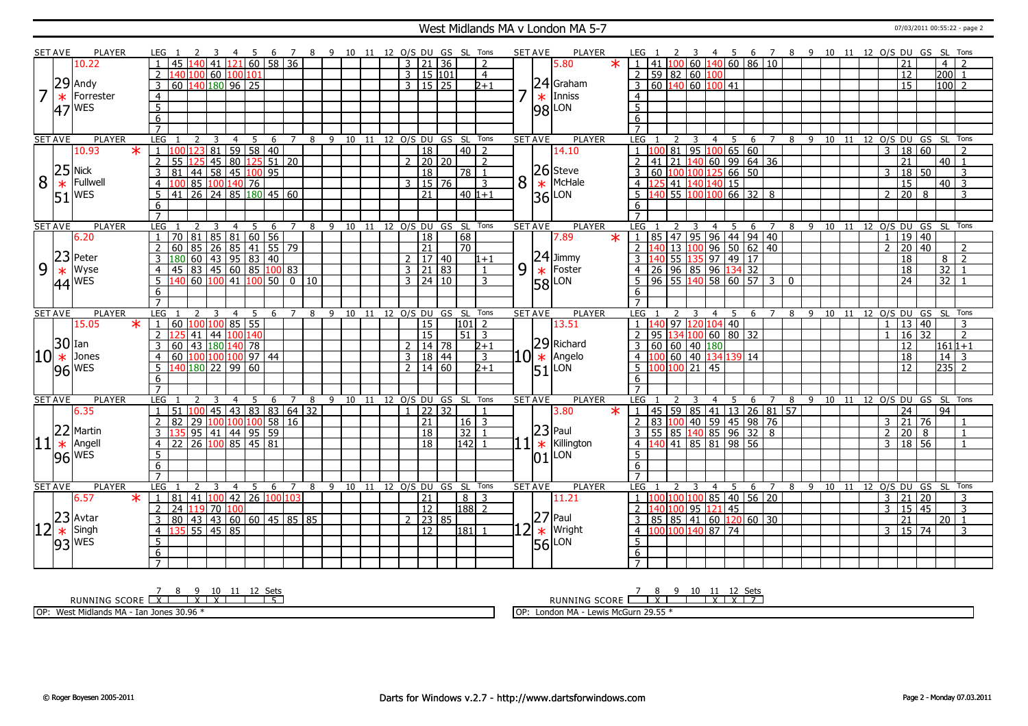# West Midlands MA v London MA 5-7

07/03/2011 00:55:22 - page 2

| SET | AVE | PLAYER | LEG | 1 | 2 | 3 | 4 | 5 | 6 | 7 | 8 | 9 | 10 | 11 | 12 | O/S | DU | GS | SL | Tons | SET | AVE | PLAYER | LEG | 1 | 2 | 3 | 4 | 5 | 6 | 7 | 8 | 9 | 10 | 11 | 12 | O/S | DU | GS | SL | Tons |
|---|---|---|---|---|---|---|---|---|---|---|---|---|---|---|---|---|---|---|---|---|---|---|---|---|---|---|---|---|---|---|---|---|---|---|---|---|---|---|---|---|---|
| 7 | 29.47 | 10.22 Andy Forrester WES | 1 | 45 | 140 | 41 | 121 | 60 | 58 | 36 | | | | | | 3 | 21 | 36 | | 2 | 7 | 24.98 | 5.80 * Graham Inniss LON | 1 | 41 | 100 | 60 | 140 | 60 | 86 | 10 | | | | | | | 21 | | 4 | 2 |
| | | | 2 | 140 | 100 | 60 | 100 | 101 | | | | | | | | 3 | 15 | 101 | | 4 | | | | 2 | 59 | 82 | 60 | 100 | | | | | | | | | | 12 | | 200 | 1 |
| | | | 3 | 60 | 140 | 180 | 96 | 25 | | | | | | | | 3 | 15 | 25 | | 2+1 | | | | 3 | 60 | 140 | 60 | 100 | 41 | | | | | | | | | 15 | | 100 | 2 |
| 8 | 25.51 | 10.93 * Nick Fullwell WES | 1 | 100 | 123 | 81 | 59 | 58 | 40 | | | | | | | | 18 | | 40 | 2 | 8 | 26.36 | 14.10 Steve McHale LON | 1 | 100 | 81 | 95 | 100 | 65 | 60 | | | | | | | 3 | 18 | 60 | | 2 |
| | | | 2 | 55 | 125 | 45 | 80 | 125 | 51 | 20 | | | | | | 2 | 20 | 20 | | 2 | | | | 2 | 41 | 21 | 140 | 60 | 99 | 64 | 36 | | | | | | | 21 | | 40 | 1 |
| | | | 3 | 81 | 44 | 58 | 45 | 100 | 95 | | | | | | | | 18 | | 78 | 1 | | | | 3 | 60 | 100 | 100 | 125 | 66 | 50 | | | | | | | 3 | 18 | 50 | | 3 |
| | | | 4 | 100 | 85 | 100 | 140 | 76 | | | | | | | | 3 | 15 | 76 | | 3 | | | | 4 | 125 | 41 | 140 | 140 | 15 | | | | | | | | | 15 | | 40 | 3 |
| | | | 5 | 41 | 26 | 24 | 85 | 180 | 45 | 60 | | | | | | | 21 | | 40 | 1+1 | | | | 5 | 140 | 55 | 100 | 100 | 66 | 32 | 8 | | | | | | 2 | 20 | 8 | | 3 |
| 9 | 23.44 | 6.20 Peter Wyse WES | 1 | 70 | 81 | 85 | 81 | 60 | 56 | | | | | | | | 18 | | 68 | | 9 | 24.58 | 7.89 * Jimmy Foster LON | 1 | 85 | 47 | 95 | 96 | 44 | 94 | 40 | | | | | | 1 | 19 | 40 | | |
| | | | 2 | 60 | 85 | 26 | 85 | 41 | 55 | 79 | | | | | | | 21 | | 70 | | | | | 2 | 140 | 13 | 100 | 96 | 50 | 62 | 40 | | | | | | 2 | 20 | 40 | | 2 |
| | | | 3 | 180 | 60 | 43 | 95 | 83 | 40 | | | | | | | 2 | 17 | 40 | | 1+1 | | | | 3 | 140 | 55 | 135 | 97 | 49 | 17 | | | | | | | | 18 | | 8 | 2 |
| | | | 4 | 45 | 83 | 45 | 60 | 85 | 100 | 83 | | | | | | 3 | 21 | 83 | | 1 | | | | 4 | 26 | 96 | 85 | 96 | 134 | 32 | | | | | | | | 18 | | 32 | 1 |
| | | | 5 | 140 | 60 | 100 | 41 | 100 | 50 | 0 | 10 | | | | | 3 | 24 | 10 | | 3 | | | | 5 | 96 | 55 | 140 | 58 | 60 | 57 | 3 | 0 | | | | | | 24 | | 32 | 1 |
| 10 | 30.96 | 15.05 * Ian Jones WES | 1 | 60 | 100 | 100 | 85 | 55 | | | | | | | | | 15 | | 101 | 2 | 10 | 29.51 | 13.51 Richard Angelo LON | 1 | 140 | 97 | 120 | 104 | 40 | | | | | | | | 1 | 13 | 40 | | 3 |
| | | | 2 | 125 | 41 | 44 | 100 | 140 | | | | | | | | | 15 | | 51 | 3 | | | | 2 | 95 | 134 | 100 | 60 | 80 | 32 | | | | | | | 1 | 16 | 32 | | 2 |
| | | | 3 | 60 | 43 | 180 | 140 | 78 | | | | | | | | 2 | 14 | 78 | | 2+1 | | | | 3 | 60 | 60 | 40 | 180 | | | | | | | | | | 12 | | 161 | 1+1 |
| | | | 4 | 60 | 100 | 100 | 100 | 97 | 44 | | | | | | | 3 | 18 | 44 | | 3 | | | | 4 | 100 | 60 | 40 | 134 | 139 | 14 | | | | | | | | 18 | | 14 | 3 |
| | | | 5 | 140 | 180 | 22 | 99 | 60 | | | | | | | | 2 | 14 | 60 | | 2+1 | | | | 5 | 100 | 100 | 21 | 45 | | | | | | | | | | 12 | | 235 | 2 |
| 11 | 22.96 | 6.35 Martin Angell WES | 1 | 51 | 100 | 45 | 43 | 83 | 83 | 64 | 32 | | | | | 1 | 22 | 32 | | 1 | 11 | 23.01 | 3.80 * Paul Killington LON | 1 | 45 | 59 | 85 | 41 | 13 | 26 | 81 | 57 | | | | | | 24 | | 94 | |
| | | | 2 | 82 | 29 | 100 | 100 | 100 | 58 | 16 | | | | | | | 21 | | 16 | 3 | | | | 2 | 83 | 100 | 40 | 59 | 45 | 98 | 76 | | | | | | 3 | 21 | 76 | | 1 |
| | | | 3 | 135 | 95 | 41 | 44 | 95 | 59 | | | | | | | | 18 | | 32 | 1 | | | | 3 | 55 | 85 | 140 | 85 | 96 | 32 | 8 | | | | | | 2 | 20 | 8 | | 1 |
| | | | 4 | 22 | 26 | 100 | 85 | 45 | 81 | | | | | | | | 18 | | 142 | 1 | | | | 4 | 140 | 41 | 85 | 81 | 98 | 56 | | | | | | | 3 | 18 | 56 | | 1 |
| 12 | 23.93 | 6.57 * Avtar Singh WES | 1 | 81 | 41 | 100 | 42 | 26 | 100 | 103 | | | | | | | 21 | | 8 | 3 | 12 | 27.56 | 11.21 Paul Wright LON | 1 | 100 | 100 | 100 | 85 | 40 | 56 | 20 | | | | | | 3 | 21 | 20 | | 3 |
| | | | 2 | 24 | 119 | 70 | 100 | | | | | | | | | | 12 | | 188 | 2 | | | | 2 | 140 | 100 | 95 | 121 | 45 | | | | | | | | 3 | 15 | 45 | | 3 |
| | | | 3 | 80 | 43 | 43 | 60 | 60 | 45 | 85 | 85 | | | | | 2 | 23 | 85 | | | | | | 3 | 85 | 85 | 41 | 60 | 120 | 60 | 30 | | | | | | | 21 | | 20 | 1 |
| | | | 4 | 135 | 55 | 45 | 85 | | | | | | | | | | 12 | | 181 | 1 | | | | 4 | 100 | 100 | 140 | 87 | 74 | | | | | | | | 3 | 15 | 74 | | 3 |

| RUNNING SCORE | 7 | 8 | 9 | 10 | 11 | 12 | Sets |
|---|---|---|---|---|---|---|---|
| West Midlands MA | X | | X | X | | | 5 |
| London MA | | X | | | X | X | 7 |

OP: West Midlands MA - Ian Jones 30.96 *

OP: London MA - Lewis McGurn 29.55 *

© Roger Boyesen 2005-2011 — Darts for Windows v.2.7 - http://www.dartsforwindows.com — Page 2 - Monday 07.03.2011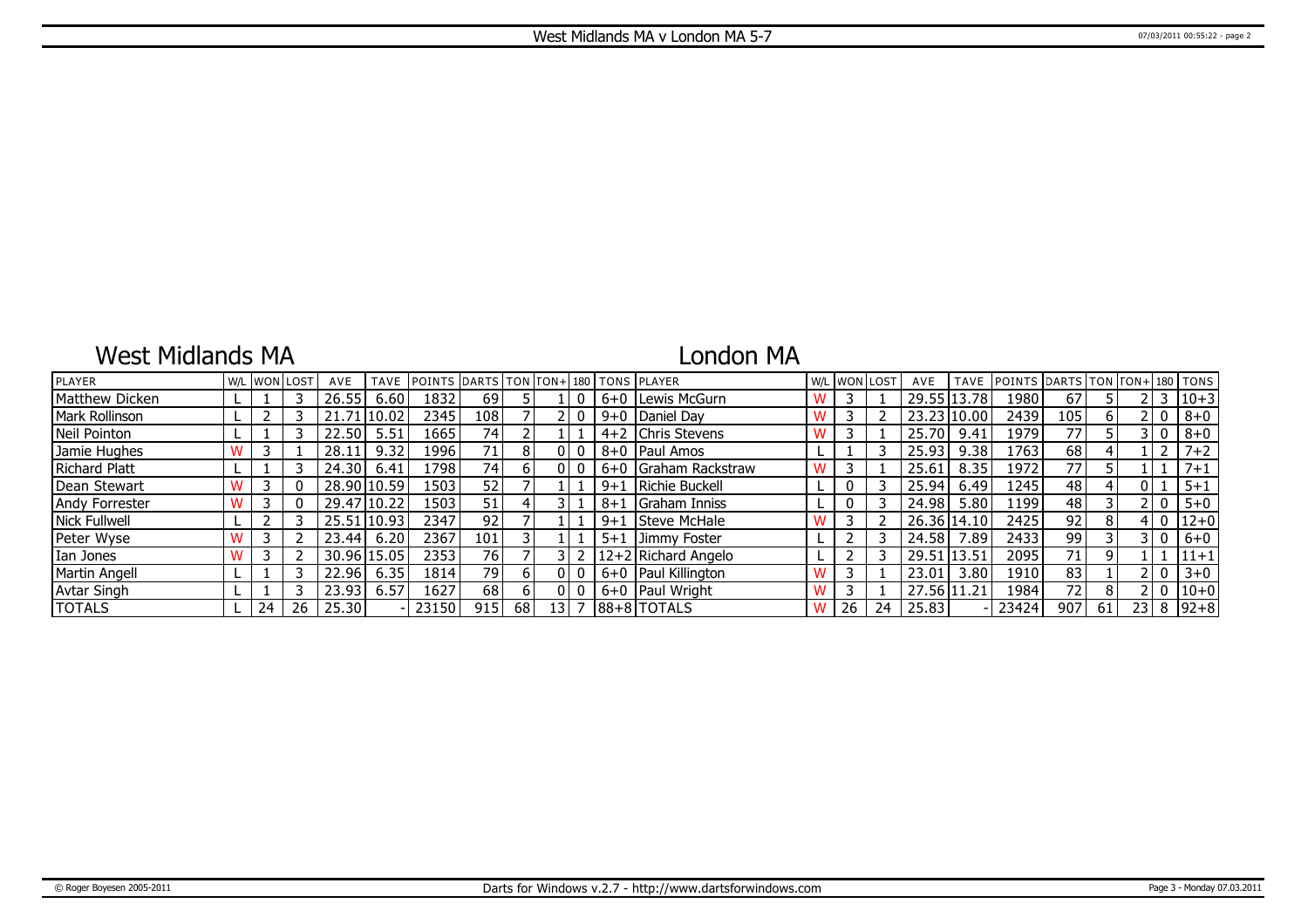# West Midlands MA v London MA 5-7

## West Midlands MA

## London MA

| PLAYER | W/L | WON | LOST | AVE | TAVE | POINTS | DARTS | TON | TON+ | 180 | TONS | PLAYER | W/L | WON | LOST | AVE | TAVE | POINTS | DARTS | TON | TON+ | 180 | TONS |
|---|---|---|---|---|---|---|---|---|---|---|---|---|---|---|---|---|---|---|---|---|---|---|---|
| Matthew Dicken | L | 1 | 3 | 26.55 | 6.60 | 1832 | 69 | 5 | 1 | 0 | 6+0 | Lewis McGurn | W | 3 | 1 | 29.55 | 13.78 | 1980 | 67 | 5 | 2 | 3 | 10+3 |
| Mark Rollinson | L | 2 | 3 | 21.71 | 10.02 | 2345 | 108 | 7 | 2 | 0 | 9+0 | Daniel Day | W | 3 | 2 | 23.23 | 10.00 | 2439 | 105 | 6 | 2 | 0 | 8+0 |
| Neil Pointon | L | 1 | 3 | 22.50 | 5.51 | 1665 | 74 | 2 | 1 | 1 | 4+2 | Chris Stevens | W | 3 | 1 | 25.70 | 9.41 | 1979 | 77 | 5 | 3 | 0 | 8+0 |
| Jamie Hughes | W | 3 | 1 | 28.11 | 9.32 | 1996 | 71 | 8 | 0 | 0 | 8+0 | Paul Amos | L | 1 | 3 | 25.93 | 9.38 | 1763 | 68 | 4 | 1 | 2 | 7+2 |
| Richard Platt | L | 1 | 3 | 24.30 | 6.41 | 1798 | 74 | 6 | 0 | 0 | 6+0 | Graham Rackstraw | W | 3 | 1 | 25.61 | 8.35 | 1972 | 77 | 5 | 1 | 1 | 7+1 |
| Dean Stewart | W | 3 | 0 | 28.90 | 10.59 | 1503 | 52 | 7 | 1 | 1 | 9+1 | Richie Buckell | L | 0 | 3 | 25.94 | 6.49 | 1245 | 48 | 4 | 0 | 1 | 5+1 |
| Andy Forrester | W | 3 | 0 | 29.47 | 10.22 | 1503 | 51 | 4 | 3 | 1 | 8+1 | Graham Inniss | L | 0 | 3 | 24.98 | 5.80 | 1199 | 48 | 3 | 2 | 0 | 5+0 |
| Nick Fullwell | L | 2 | 3 | 25.51 | 10.93 | 2347 | 92 | 7 | 1 | 1 | 9+1 | Steve McHale | W | 3 | 2 | 26.36 | 14.10 | 2425 | 92 | 8 | 4 | 0 | 12+0 |
| Peter Wyse | W | 3 | 2 | 23.44 | 6.20 | 2367 | 101 | 3 | 1 | 1 | 5+1 | Jimmy Foster | L | 2 | 3 | 24.58 | 7.89 | 2433 | 99 | 3 | 3 | 0 | 6+0 |
| Ian Jones | W | 3 | 2 | 30.96 | 15.05 | 2353 | 76 | 7 | 3 | 2 | 12+2 | Richard Angelo | L | 2 | 3 | 29.51 | 13.51 | 2095 | 71 | 9 | 1 | 1 | 11+1 |
| Martin Angell | L | 1 | 3 | 22.96 | 6.35 | 1814 | 79 | 6 | 0 | 0 | 6+0 | Paul Killington | W | 3 | 1 | 23.01 | 3.80 | 1910 | 83 | 1 | 2 | 0 | 3+0 |
| Avtar Singh | L | 1 | 3 | 23.93 | 6.57 | 1627 | 68 | 6 | 0 | 0 | 6+0 | Paul Wright | W | 3 | 1 | 27.56 | 11.21 | 1984 | 72 | 8 | 2 | 0 | 10+0 |
| TOTALS | L | 24 | 26 | 25.30 | - | 23150 | 915 | 68 | 13 | 7 | 88+8 | TOTALS | W | 26 | 24 | 25.83 | - | 23424 | 907 | 61 | 23 | 8 | 92+8 |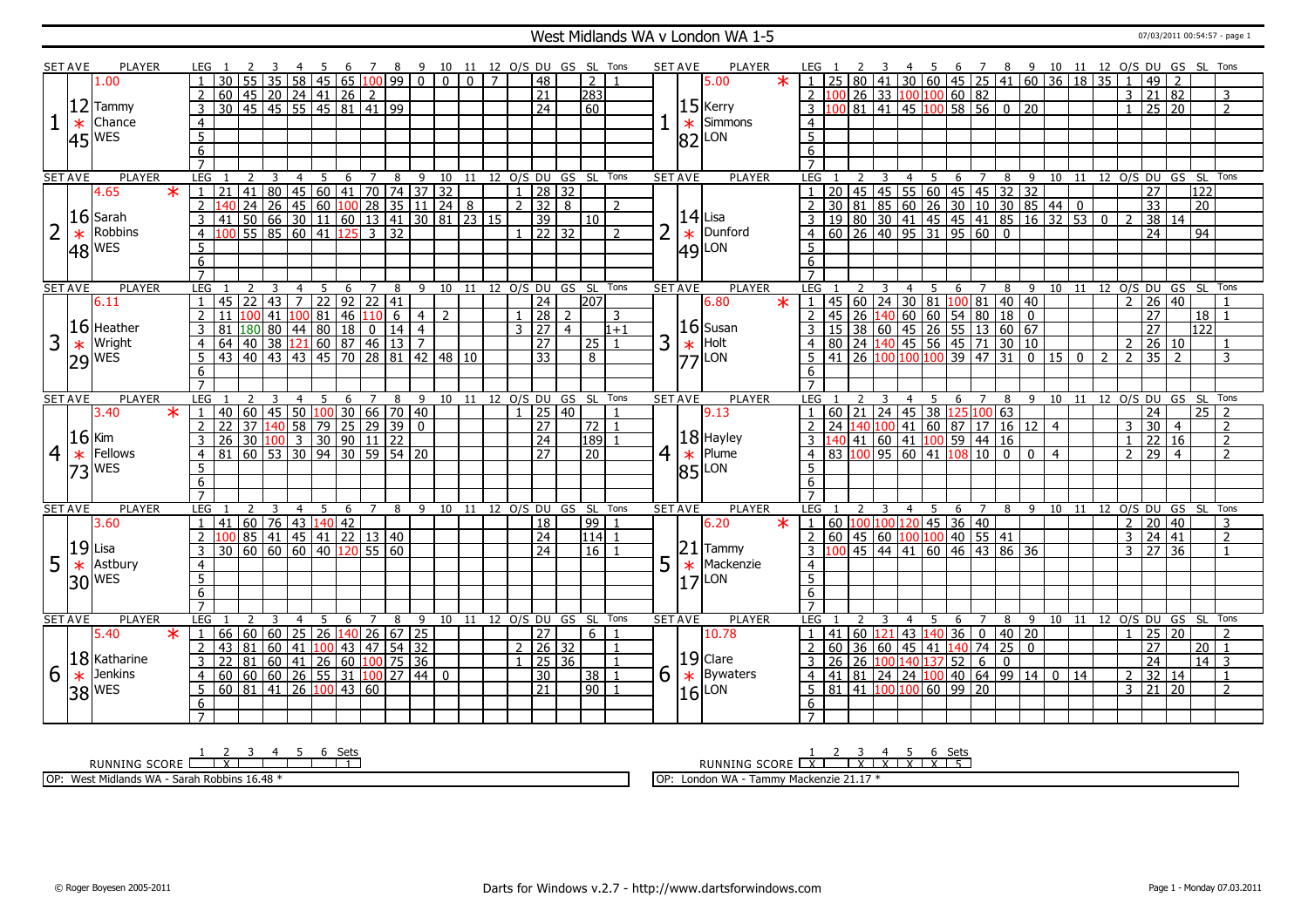# West Midlands WA v London WA 1-5

07/03/2011 00:54:57 - page 1

## Set 1

| SET AVE | PLAYER | LEG | 1 | 2 | 3 | 4 | 5 | 6 | 7 | 8 | 9 | 10 | 11 | 12 | O/S | DU | GS | SL | Tons |
|---|---|---|---|---|---|---|---|---|---|---|---|---|---|---|---|---|---|---|---|
| 12.45 | Tammy Chance (WES) 1.00 | 1 | 30 | 55 | 35 | 58 | 45 | 65 | 100 | 99 | 0 | 0 | 0 | 7 | | 48 | | 2 | 1 |
| | | 2 | 60 | 45 | 20 | 24 | 41 | 26 | 2 | | | | | | | 21 | | 283 | |
| | | 3 | 30 | 45 | 45 | 55 | 45 | 81 | 41 | 99 | | | | | | 24 | | 60 | |

| SET AVE | PLAYER | LEG | 1 | 2 | 3 | 4 | 5 | 6 | 7 | 8 | 9 | 10 | 11 | 12 | O/S | DU | GS | SL | Tons |
|---|---|---|---|---|---|---|---|---|---|---|---|---|---|---|---|---|---|---|---|
| 15.82 | Kerry Simmons (LON) 5.00 * | 1 | 25 | 80 | 41 | 30 | 60 | 45 | 25 | 41 | 60 | 36 | 18 | 35 | 1 | 49 | 2 | | |
| | | 2 | 100 | 26 | 33 | 100 | 100 | 60 | 82 | | | | | | 3 | 21 | 82 | | 3 |
| | | 3 | 100 | 81 | 41 | 45 | 100 | 58 | 56 | 0 | 20 | | | | 1 | 25 | 20 | | 2 |

## Set 2

| SET AVE | PLAYER | LEG | 1 | 2 | 3 | 4 | 5 | 6 | 7 | 8 | 9 | 10 | 11 | 12 | O/S | DU | GS | SL | Tons |
|---|---|---|---|---|---|---|---|---|---|---|---|---|---|---|---|---|---|---|---|
| 16.48 | Sarah Robbins (WES) 4.65 * | 1 | 21 | 41 | 80 | 45 | 60 | 41 | 70 | 74 | 37 | 32 | | | 1 | 28 | 32 | | |
| | | 2 | 140 | 24 | 26 | 45 | 60 | 100 | 28 | 35 | 11 | 24 | 8 | | 2 | 32 | 8 | | 2 |
| | | 3 | 41 | 50 | 66 | 30 | 11 | 60 | 13 | 41 | 30 | 81 | 23 | 15 | | 39 | | 10 | |
| | | 4 | 100 | 55 | 85 | 60 | 41 | 125 | 3 | 32 | | | | | 1 | 22 | 32 | | 2 |

| SET AVE | PLAYER | LEG | 1 | 2 | 3 | 4 | 5 | 6 | 7 | 8 | 9 | 10 | 11 | 12 | O/S | DU | GS | SL | Tons |
|---|---|---|---|---|---|---|---|---|---|---|---|---|---|---|---|---|---|---|---|
| 14.49 | Lisa Dunford (LON) | 1 | 20 | 45 | 45 | 55 | 60 | 45 | 45 | 32 | 32 | | | | | 27 | | 122 | |
| | | 2 | 30 | 81 | 85 | 60 | 26 | 30 | 10 | 30 | 85 | 44 | 0 | | | 33 | | 20 | |
| | | 3 | 19 | 80 | 30 | 41 | 45 | 45 | 41 | 85 | 16 | 32 | 53 | 0 | 2 | 38 | 14 | | |
| | | 4 | 60 | 26 | 40 | 95 | 31 | 95 | 60 | 0 | | | | | | 24 | | 94 | |

## Set 3

| SET AVE | PLAYER | LEG | 1 | 2 | 3 | 4 | 5 | 6 | 7 | 8 | 9 | 10 | 11 | 12 | O/S | DU | GS | SL | Tons |
|---|---|---|---|---|---|---|---|---|---|---|---|---|---|---|---|---|---|---|---|
| 16.29 | Heather Wright (WES) 6.11 | 1 | 45 | 22 | 43 | 7 | 22 | 92 | 22 | 41 | | | | | | 24 | | 207 | |
| | | 2 | 11 | 100 | 41 | 100 | 81 | 46 | 110 | 6 | 4 | 2 | | | 1 | 28 | 2 | | 3 |
| | | 3 | 81 | 180 | 80 | 44 | 80 | 18 | 0 | 14 | 4 | | | | 3 | 27 | 4 | | 1+1 |
| | | 4 | 64 | 40 | 38 | 121 | 60 | 87 | 46 | 13 | 7 | | | | | 27 | | 25 | 1 |
| | | 5 | 43 | 40 | 43 | 43 | 45 | 70 | 28 | 81 | 42 | 48 | 10 | | | 33 | | 8 | |

| SET AVE | PLAYER | LEG | 1 | 2 | 3 | 4 | 5 | 6 | 7 | 8 | 9 | 10 | 11 | 12 | O/S | DU | GS | SL | Tons |
|---|---|---|---|---|---|---|---|---|---|---|---|---|---|---|---|---|---|---|---|
| 16.77 | Susan Holt (LON) 6.80 * | 1 | 45 | 60 | 24 | 30 | 81 | 100 | 81 | 40 | 40 | | | | 2 | 26 | 40 | | 1 |
| | | 2 | 45 | 26 | 140 | 60 | 60 | 54 | 80 | 18 | 0 | | | | | 27 | | 18 | 1 |
| | | 3 | 15 | 38 | 60 | 45 | 26 | 55 | 13 | 60 | 67 | | | | | 27 | | 122 | |
| | | 4 | 80 | 24 | 140 | 45 | 56 | 45 | 71 | 30 | 10 | | | | 2 | 26 | 10 | | 1 |
| | | 5 | 41 | 26 | 100 | 100 | 100 | 39 | 47 | 31 | 0 | 15 | 0 | 2 | 2 | 35 | 2 | | 3 |

## Set 4

| SET AVE | PLAYER | LEG | 1 | 2 | 3 | 4 | 5 | 6 | 7 | 8 | 9 | 10 | 11 | 12 | O/S | DU | GS | SL | Tons |
|---|---|---|---|---|---|---|---|---|---|---|---|---|---|---|---|---|---|---|---|
| 16.73 | Kim Fellows (WES) 3.40 * | 1 | 40 | 60 | 45 | 50 | 100 | 30 | 66 | 70 | 40 | | | | 1 | 25 | 40 | | 1 |
| | | 2 | 22 | 37 | 140 | 58 | 79 | 25 | 29 | 39 | 0 | | | | | 27 | | 72 | 1 |
| | | 3 | 26 | 30 | 100 | 3 | 30 | 90 | 11 | 22 | | | | | | 24 | | 189 | 1 |
| | | 4 | 81 | 60 | 53 | 30 | 94 | 30 | 59 | 54 | 20 | | | | | 27 | | 20 | |

| SET AVE | PLAYER | LEG | 1 | 2 | 3 | 4 | 5 | 6 | 7 | 8 | 9 | 10 | 11 | 12 | O/S | DU | GS | SL | Tons |
|---|---|---|---|---|---|---|---|---|---|---|---|---|---|---|---|---|---|---|---|
| 18.85 | Hayley Plume (LON) 9.13 | 1 | 60 | 21 | 24 | 45 | 38 | 125 | 100 | 63 | | | | | | 24 | | 25 | 2 |
| | | 2 | 24 | 140 | 100 | 41 | 60 | 87 | 17 | 16 | 12 | 4 | | | 3 | 30 | 4 | | 2 |
| | | 3 | 140 | 41 | 60 | 41 | 100 | 59 | 44 | 16 | | | | | 1 | 22 | 16 | | 2 |
| | | 4 | 83 | 100 | 95 | 60 | 41 | 108 | 10 | 0 | 0 | 4 | | | 2 | 29 | 4 | | 2 |

## Set 5

| SET AVE | PLAYER | LEG | 1 | 2 | 3 | 4 | 5 | 6 | 7 | 8 | 9 | 10 | 11 | 12 | O/S | DU | GS | SL | Tons |
|---|---|---|---|---|---|---|---|---|---|---|---|---|---|---|---|---|---|---|---|
| 19.30 | Lisa Astbury (WES) 3.60 | 1 | 41 | 60 | 76 | 43 | 140 | 42 | | | | | | | | 18 | | 99 | 1 |
| | | 2 | 100 | 85 | 41 | 45 | 41 | 22 | 13 | 40 | | | | | | 24 | | 114 | 1 |
| | | 3 | 30 | 60 | 60 | 60 | 40 | 120 | 55 | 60 | | | | | | 24 | | 16 | 1 |

| SET AVE | PLAYER | LEG | 1 | 2 | 3 | 4 | 5 | 6 | 7 | 8 | 9 | 10 | 11 | 12 | O/S | DU | GS | SL | Tons |
|---|---|---|---|---|---|---|---|---|---|---|---|---|---|---|---|---|---|---|---|
| 21.17 | Tammy Mackenzie (LON) 6.20 * | 1 | 60 | 100 | 100 | 120 | 45 | 36 | 40 | | | | | | 2 | 20 | 40 | | 3 |
| | | 2 | 60 | 45 | 60 | 100 | 100 | 40 | 55 | 41 | | | | | 3 | 24 | 41 | | 2 |
| | | 3 | 100 | 45 | 44 | 41 | 60 | 46 | 43 | 86 | 36 | | | | 3 | 27 | 36 | | 1 |

## Set 6

| SET AVE | PLAYER | LEG | 1 | 2 | 3 | 4 | 5 | 6 | 7 | 8 | 9 | 10 | 11 | 12 | O/S | DU | GS | SL | Tons |
|---|---|---|---|---|---|---|---|---|---|---|---|---|---|---|---|---|---|---|---|
| 18.38 | Katharine Jenkins (WES) 5.40 * | 1 | 66 | 60 | 60 | 25 | 26 | 140 | 26 | 67 | 25 | | | | | 27 | | 6 | 1 |
| | | 2 | 43 | 81 | 60 | 41 | 100 | 43 | 47 | 54 | 32 | | | | 2 | 26 | 32 | | 1 |
| | | 3 | 22 | 81 | 60 | 41 | 26 | 60 | 100 | 75 | 36 | | | | 1 | 25 | 36 | | 1 |
| | | 4 | 60 | 60 | 60 | 26 | 55 | 31 | 100 | 27 | 44 | 0 | | | | 30 | | 38 | 1 |
| | | 5 | 60 | 81 | 41 | 26 | 100 | 43 | 60 | | | | | | | 21 | | 90 | 1 |

| SET AVE | PLAYER | LEG | 1 | 2 | 3 | 4 | 5 | 6 | 7 | 8 | 9 | 10 | 11 | 12 | O/S | DU | GS | SL | Tons |
|---|---|---|---|---|---|---|---|---|---|---|---|---|---|---|---|---|---|---|---|
| 19.16 | Clare Bywaters (LON) 10.78 | 1 | 41 | 60 | 121 | 43 | 140 | 36 | 0 | 40 | 20 | | | | 1 | 25 | 20 | | 2 |
| | | 2 | 60 | 36 | 60 | 45 | 41 | 140 | 74 | 25 | 0 | | | | | 27 | | 20 | 1 |
| | | 3 | 26 | 26 | 100 | 140 | 137 | 52 | 6 | 0 | | | | | | 24 | | 14 | 3 |
| | | 4 | 41 | 81 | 24 | 24 | 100 | 40 | 64 | 99 | 14 | 0 | 14 | | 2 | 32 | 14 | | 1 |
| | | 5 | 81 | 41 | 100 | 100 | 60 | 99 | 20 | | | | | | 3 | 21 | 20 | | 2 |

RUNNING SCORE (West Midlands WA): Set 2 X — Sets 1

RUNNING SCORE (London WA): Sets 1, 3, 4, 5, 6 X — Sets 5

OP: West Midlands WA - Sarah Robbins 16.48 *

OP: London WA - Tammy Mackenzie 21.17 *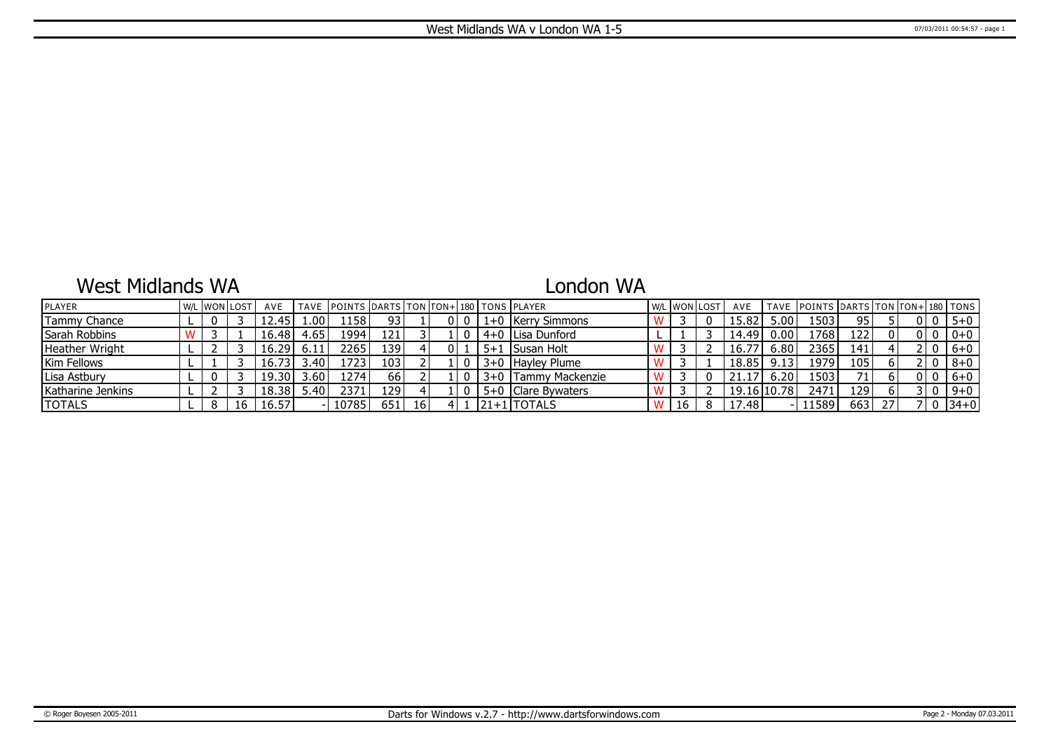# West Midlands WA v London WA 1-5

## West Midlands WA

## London WA

| PLAYER | W/L | WON | LOST | AVE | TAVE | POINTS | DARTS | TON | TON+ | 180 | TONS | PLAYER | W/L | WON | LOST | AVE | TAVE | POINTS | DARTS | TON | TON+ | 180 | TONS |
|---|---|---|---|---|---|---|---|---|---|---|---|---|---|---|---|---|---|---|---|---|---|---|---|
| Tammy Chance | L | 0 | 3 | 12.45 | 1.00 | 1158 | 93 | 1 | 0 | 0 | 1+0 | Kerry Simmons | W | 3 | 0 | 15.82 | 5.00 | 1503 | 95 | 5 | 0 | 0 | 5+0 |
| Sarah Robbins | W | 3 | 1 | 16.48 | 4.65 | 1994 | 121 | 3 | 1 | 0 | 4+0 | Lisa Dunford | L | 1 | 3 | 14.49 | 0.00 | 1768 | 122 | 0 | 0 | 0 | 0+0 |
| Heather Wright | L | 2 | 3 | 16.29 | 6.11 | 2265 | 139 | 4 | 0 | 1 | 5+1 | Susan Holt | W | 3 | 2 | 16.77 | 6.80 | 2365 | 141 | 4 | 2 | 0 | 6+0 |
| Kim Fellows | L | 1 | 3 | 16.73 | 3.40 | 1723 | 103 | 2 | 1 | 0 | 3+0 | Hayley Plume | W | 3 | 1 | 18.85 | 9.13 | 1979 | 105 | 6 | 2 | 0 | 8+0 |
| Lisa Astbury | L | 0 | 3 | 19.30 | 3.60 | 1274 | 66 | 2 | 1 | 0 | 3+0 | Tammy Mackenzie | W | 3 | 0 | 21.17 | 6.20 | 1503 | 71 | 6 | 0 | 0 | 6+0 |
| Katharine Jenkins | L | 2 | 3 | 18.38 | 5.40 | 2371 | 129 | 4 | 1 | 0 | 5+0 | Clare Bywaters | W | 3 | 2 | 19.16 | 10.78 | 2471 | 129 | 6 | 3 | 0 | 9+0 |
| TOTALS | L | 8 | 16 | 16.57 | - | 10785 | 651 | 16 | 4 | 1 | 21+1 | TOTALS | W | 16 | 8 | 17.48 | - | 11589 | 663 | 27 | 7 | 0 | 34+0 |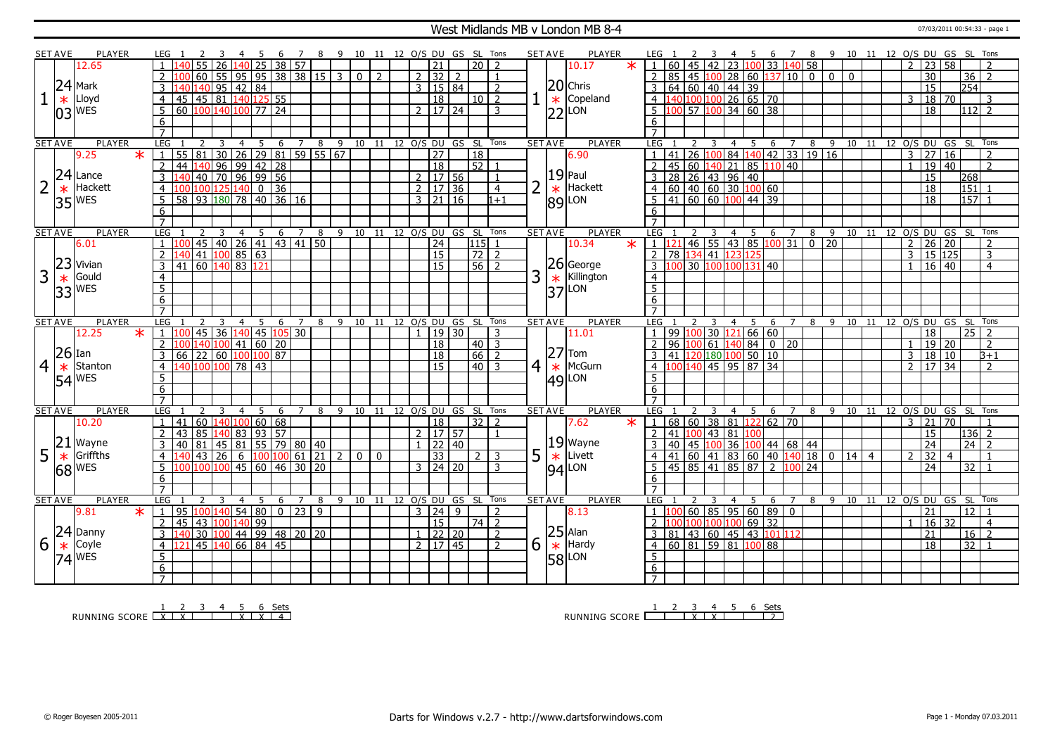# West Midlands MB v London MB 8-4

07/03/2011 00:54:33 - page 1

## Set 1

| SET AVE | PLAYER | LEG | 1 | 2 | 3 | 4 | 5 | 6 | 7 | 8 | 9 | 10 | 11 | 12 | O/S | DU | GS | SL | Tons |
|---|---|---|---|---|---|---|---|---|---|---|---|---|---|---|---|---|---|---|---|
| 24.03 | Mark Lloyd (WES) 12.65 * | 1 | 140 | 55 | 26 | 140 | 25 | 38 | 57 | | | | | | | 21 | | 20 | 2 |
| | | 2 | 100 | 60 | 55 | 95 | 95 | 38 | 38 | 15 | 3 | 0 | 2 | | 2 | 32 | 2 | | 1 |
| | | 3 | 140 | 140 | 95 | 42 | 84 | | | | | | | | 3 | 15 | 84 | | 2 |
| | | 4 | 45 | 45 | 81 | 140 | 125 | 55 | | | | | | | | 18 | | 10 | 2 |
| | | 5 | 60 | 100 | 140 | 100 | 77 | 24 | | | | | | | 2 | 17 | 24 | | 3 |

| SET AVE | PLAYER | LEG | 1 | 2 | 3 | 4 | 5 | 6 | 7 | 8 | 9 | 10 | 11 | 12 | O/S | DU | GS | SL | Tons |
|---|---|---|---|---|---|---|---|---|---|---|---|---|---|---|---|---|---|---|---|
| 20.22 | Chris Copeland (LON) 10.17 * | 1 | 60 | 45 | 42 | 23 | 100 | 33 | 140 | 58 | | | | | 2 | 23 | 58 | | 2 |
| | | 2 | 85 | 45 | 100 | 28 | 60 | 137 | 10 | 0 | 0 | 0 | | | | 30 | | 36 | 2 |
| | | 3 | 64 | 60 | 40 | 44 | 39 | | | | | | | | | 15 | | 254 | |
| | | 4 | 140 | 100 | 100 | 26 | 65 | 70 | | | | | | | 3 | 18 | 70 | | 3 |
| | | 5 | 100 | 57 | 100 | 34 | 60 | 38 | | | | | | | | 18 | | 112 | 2 |

## Set 2

| SET AVE | PLAYER | LEG | 1 | 2 | 3 | 4 | 5 | 6 | 7 | 8 | 9 | 10 | 11 | 12 | O/S | DU | GS | SL | Tons |
|---|---|---|---|---|---|---|---|---|---|---|---|---|---|---|---|---|---|---|---|
| 24.35 | Lance Hackett (WES) 9.25 * | 1 | 55 | 81 | 30 | 26 | 29 | 81 | 59 | 55 | 67 | | | | | 27 | | 18 | |
| | | 2 | 44 | 140 | 96 | 99 | 42 | 28 | | | | | | | | 18 | | 52 | 1 |
| | | 3 | 140 | 40 | 70 | 96 | 99 | 56 | | | | | | | 2 | 17 | 56 | | 1 |
| | | 4 | 100 | 100 | 125 | 140 | 0 | 36 | | | | | | | 2 | 17 | 36 | | 4 |
| | | 5 | 58 | 93 | 180 | 78 | 40 | 36 | 16 | | | | | | 3 | 21 | 16 | | 1+1 |

| SET AVE | PLAYER | LEG | 1 | 2 | 3 | 4 | 5 | 6 | 7 | 8 | 9 | 10 | 11 | 12 | O/S | DU | GS | SL | Tons |
|---|---|---|---|---|---|---|---|---|---|---|---|---|---|---|---|---|---|---|---|
| 19.89 | Paul Hackett (LON) 6.90 * | 1 | 41 | 26 | 100 | 84 | 140 | 42 | 33 | 19 | 16 | | | | 3 | 27 | 16 | | 2 |
| | | 2 | 45 | 60 | 140 | 21 | 85 | 110 | 40 | | | | | | 1 | 19 | 40 | | 2 |
| | | 3 | 28 | 26 | 43 | 96 | 40 | | | | | | | | | 15 | | 268 | |
| | | 4 | 60 | 40 | 60 | 30 | 100 | 60 | | | | | | | | 18 | | 151 | 1 |
| | | 5 | 41 | 60 | 60 | 100 | 44 | 39 | | | | | | | | 18 | | 157 | 1 |

## Set 3

| SET AVE | PLAYER | LEG | 1 | 2 | 3 | 4 | 5 | 6 | 7 | 8 | 9 | 10 | 11 | 12 | O/S | DU | GS | SL | Tons |
|---|---|---|---|---|---|---|---|---|---|---|---|---|---|---|---|---|---|---|---|
| 23.33 | Vivian Gould (WES) 6.01 * | 1 | 100 | 45 | 40 | 26 | 41 | 43 | 41 | 50 | | | | | | 24 | | 115 | 1 |
| | | 2 | 140 | 41 | 100 | 85 | 63 | | | | | | | | | 15 | | 72 | 2 |
| | | 3 | 41 | 60 | 140 | 83 | 121 | | | | | | | | | 15 | | 56 | 2 |

| SET AVE | PLAYER | LEG | 1 | 2 | 3 | 4 | 5 | 6 | 7 | 8 | 9 | 10 | 11 | 12 | O/S | DU | GS | SL | Tons |
|---|---|---|---|---|---|---|---|---|---|---|---|---|---|---|---|---|---|---|---|
| 26.37 | George Killington (LON) 10.34 * | 1 | 121 | 46 | 55 | 43 | 85 | 100 | 31 | 0 | 20 | | | | 2 | 26 | 20 | | 2 |
| | | 2 | 78 | 134 | 41 | 123 | 125 | | | | | | | | 3 | 15 | 125 | | 3 |
| | | 3 | 100 | 30 | 100 | 100 | 131 | 40 | | | | | | | 1 | 16 | 40 | | 4 |

## Set 4

| SET AVE | PLAYER | LEG | 1 | 2 | 3 | 4 | 5 | 6 | 7 | 8 | 9 | 10 | 11 | 12 | O/S | DU | GS | SL | Tons |
|---|---|---|---|---|---|---|---|---|---|---|---|---|---|---|---|---|---|---|---|
| 26.54 | Ian Stanton (WES) 12.25 * | 1 | 100 | 45 | 36 | 140 | 45 | 105 | 30 | | | | | | 1 | 19 | 30 | | 3 |
| | | 2 | 100 | 140 | 100 | 41 | 60 | 20 | | | | | | | | 18 | | 40 | 3 |
| | | 3 | 66 | 22 | 60 | 100 | 100 | 87 | | | | | | | | 18 | | 66 | 2 |
| | | 4 | 140 | 100 | 100 | 78 | 43 | | | | | | | | | 15 | | 40 | 3 |

| SET AVE | PLAYER | LEG | 1 | 2 | 3 | 4 | 5 | 6 | 7 | 8 | 9 | 10 | 11 | 12 | O/S | DU | GS | SL | Tons |
|---|---|---|---|---|---|---|---|---|---|---|---|---|---|---|---|---|---|---|---|
| 27.49 | Tom McGurn (LON) 11.01 * | 1 | 99 | 100 | 30 | 121 | 66 | 60 | | | | | | | | 18 | | 25 | 2 |
| | | 2 | 96 | 100 | 61 | 140 | 84 | 0 | 20 | | | | | | 1 | 19 | 20 | | 2 |
| | | 3 | 41 | 120 | 180 | 100 | 50 | 10 | | | | | | | 3 | 18 | 10 | | 3+1 |
| | | 4 | 100 | 140 | 45 | 95 | 87 | 34 | | | | | | | 2 | 17 | 34 | | 2 |

## Set 5

| SET AVE | PLAYER | LEG | 1 | 2 | 3 | 4 | 5 | 6 | 7 | 8 | 9 | 10 | 11 | 12 | O/S | DU | GS | SL | Tons |
|---|---|---|---|---|---|---|---|---|---|---|---|---|---|---|---|---|---|---|---|
| 21.68 | Wayne Griffths (WES) 10.20 * | 1 | 41 | 60 | 140 | 100 | 60 | 68 | | | | | | | | 18 | | 32 | 2 |
| | | 2 | 43 | 85 | 140 | 83 | 93 | 57 | | | | | | | 2 | 17 | 57 | | 1 |
| | | 3 | 40 | 81 | 45 | 81 | 55 | 79 | 80 | 40 | | | | | 1 | 22 | 40 | | |
| | | 4 | 140 | 43 | 26 | 6 | 100 | 100 | 61 | 21 | 2 | 0 | 0 | | | 33 | | 2 | 3 |
| | | 5 | 100 | 100 | 100 | 45 | 60 | 46 | 30 | 20 | | | | | 3 | 24 | 20 | | 3 |

| SET AVE | PLAYER | LEG | 1 | 2 | 3 | 4 | 5 | 6 | 7 | 8 | 9 | 10 | 11 | 12 | O/S | DU | GS | SL | Tons |
|---|---|---|---|---|---|---|---|---|---|---|---|---|---|---|---|---|---|---|---|
| 19.94 | Wayne Livett (LON) 7.62 * | 1 | 68 | 60 | 38 | 81 | 122 | 62 | 70 | | | | | | 3 | 21 | 70 | | 1 |
| | | 2 | 41 | 100 | 43 | 81 | 100 | | | | | | | | | 15 | | 136 | 2 |
| | | 3 | 40 | 45 | 100 | 36 | 100 | 44 | 68 | 44 | | | | | | 24 | | 24 | 2 |
| | | 4 | 41 | 60 | 41 | 83 | 60 | 40 | 140 | 18 | 0 | 14 | 4 | | 2 | 32 | 4 | | 1 |
| | | 5 | 45 | 85 | 41 | 85 | 87 | 2 | 100 | 24 | | | | | | 24 | | 32 | 1 |

## Set 6

| SET AVE | PLAYER | LEG | 1 | 2 | 3 | 4 | 5 | 6 | 7 | 8 | 9 | 10 | 11 | 12 | O/S | DU | GS | SL | Tons |
|---|---|---|---|---|---|---|---|---|---|---|---|---|---|---|---|---|---|---|---|
| 24.74 | Danny Coyle (WES) 9.81 * | 1 | 95 | 100 | 140 | 54 | 80 | 0 | 23 | 9 | | | | | 3 | 24 | 9 | | 2 |
| | | 2 | 45 | 43 | 100 | 140 | 99 | | | | | | | | | 15 | | 74 | 2 |
| | | 3 | 140 | 30 | 100 | 44 | 99 | 48 | 20 | 20 | | | | | 1 | 22 | 20 | | 2 |
| | | 4 | 121 | 45 | 140 | 66 | 84 | 45 | | | | | | | 2 | 17 | 45 | | 2 |

| SET AVE | PLAYER | LEG | 1 | 2 | 3 | 4 | 5 | 6 | 7 | 8 | 9 | 10 | 11 | 12 | O/S | DU | GS | SL | Tons |
|---|---|---|---|---|---|---|---|---|---|---|---|---|---|---|---|---|---|---|---|
| 25.58 | Alan Hardy (LON) 8.13 * | 1 | 100 | 60 | 85 | 95 | 60 | 89 | 0 | | | | | | | 21 | | 12 | 1 |
| | | 2 | 100 | 100 | 100 | 100 | 69 | 32 | | | | | | | 1 | 16 | 32 | | 4 |
| | | 3 | 81 | 43 | 60 | 45 | 43 | 101 | 112 | | | | | | | 21 | | 16 | 2 |
| | | 4 | 60 | 81 | 59 | 81 | 100 | 88 | | | | | | | | 18 | | 32 | 1 |

## Running Score

| | 1 | 2 | 3 | 4 | 5 | 6 | Sets |
|---|---|---|---|---|---|---|---|
| WES | X | X | | | X | X | 4 |
| LON | | | X | X | | | 2 |

© Roger Boyesen 2005-2011 — Darts for Windows v.2.7 - http://www.dartsforwindows.com — Page 1 - Monday 07.03.2011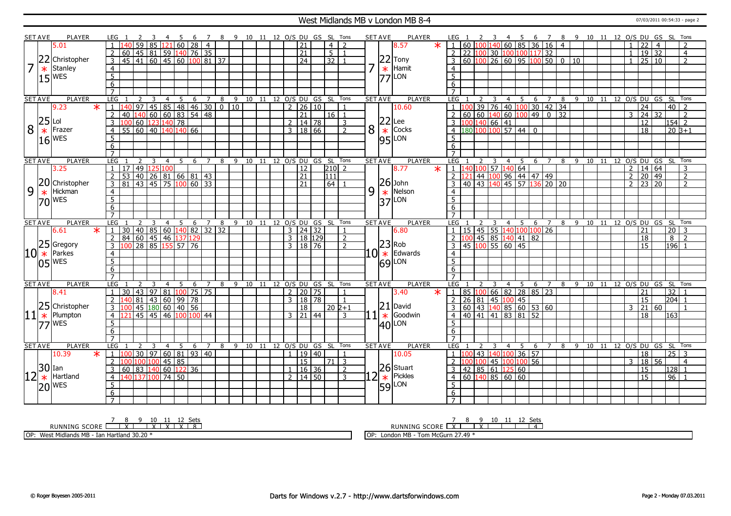# West Midlands MB v London MB 8-4

| SET AVE | PLAYER | LEG | 1 | 2 | 3 | 4 | 5 | 6 | 7 | 8 | 9 | 10 | 11 | 12 | O/S | DU | GS | SL | Tons | SET AVE | PLAYER | LEG | 1 | 2 | 3 | 4 | 5 | 6 | 7 | 8 | 9 | 10 | 11 | 12 | O/S | DU | GS | SL | Tons |
|---|---|---|---|---|---|---|---|---|---|---|---|---|---|---|---|---|---|---|---|---|---|---|---|---|---|---|---|---|---|---|---|---|---|---|---|---|---|---|---|
| 7 | 5.01 / 22.15 Christopher Stanley * WES | 1 | 140 | 59 | 85 | 121 | 60 | 28 | 4 | | | | | | | 21 | | 4 | 2 | 7 | 8.57 * / 22.77 Tony Hamit * LON | 1 | 60 | 100 | 140 | 60 | 85 | 36 | 16 | 4 | | | | | 1 | 22 | 4 | | 2 |
| | | 2 | 60 | 45 | 81 | 59 | 140 | 76 | 35 | | | | | | | 21 | | 5 | 1 | | | 2 | 22 | 100 | 30 | 100 | 100 | 117 | 32 | | | | | | 1 | 19 | 32 | | 4 |
| | | 3 | 45 | 41 | 60 | 45 | 60 | 100 | 81 | 37 | | | | | | 24 | | 32 | 1 | | | 3 | 60 | 100 | 26 | 60 | 95 | 100 | 50 | 0 | 10 | | | | 1 | 25 | 10 | | 2 |
| 8 | 9.23 * / 25.16 Lol Frazer * WES | 1 | 140 | 97 | 45 | 85 | 48 | 46 | 30 | 0 | 10 | | | | 2 | 26 | 10 | | 1 | 8 | 10.60 / 22.95 Lee Cocks * LON | 1 | 100 | 39 | 76 | 40 | 100 | 30 | 42 | 34 | | | | | | 24 | | 40 | 2 |
| | | 2 | 40 | 140 | 60 | 60 | 83 | 54 | 48 | | | | | | | 21 | | 16 | 1 | | | 2 | 60 | 60 | 140 | 60 | 100 | 49 | 0 | 32 | | | | | 3 | 24 | 32 | | 2 |
| | | 3 | 100 | 60 | 123 | 140 | 78 | | | | | | | | 2 | 14 | 78 | | 3 | | | 3 | 100 | 140 | 66 | 41 | | | | | | | | | | 12 | | 154 | 2 |
| | | 4 | 55 | 60 | 40 | 140 | 140 | 66 | | | | | | | 3 | 18 | 66 | | 2 | | | 4 | 180 | 100 | 100 | 57 | 44 | 0 | | | | | | | | 18 | | 20 | 3+1 |
| 9 | 3.25 / 20.70 Christopher Hickman * WES | 1 | 17 | 49 | 125 | 100 | | | | | | | | | | 12 | | 210 | 2 | 9 | 8.77 * / 26.37 John Nelson * LON | 1 | 140 | 100 | 57 | 140 | 64 | | | | | | | | 2 | 14 | 64 | | 3 |
| | | 2 | 53 | 40 | 26 | 81 | 66 | 81 | 43 | | | | | | | 21 | | 111 | | | | 2 | 121 | 44 | 100 | 96 | 44 | 47 | 49 | | | | | | 2 | 20 | 49 | | 2 |
| | | 3 | 81 | 43 | 45 | 75 | 100 | 60 | 33 | | | | | | | 21 | | 64 | 1 | | | 3 | 40 | 43 | 140 | 45 | 57 | 136 | 20 | 20 | | | | | 2 | 23 | 20 | | 2 |
| 10 | 6.61 * / 25.05 Gregory Parkes * WES | 1 | 30 | 40 | 85 | 60 | 140 | 82 | 32 | 32 | | | | | 3 | 24 | 32 | | 1 | 10 | 6.80 / 23.69 Rob Edwards * LON | 1 | 15 | 45 | 55 | 140 | 100 | 100 | 26 | | | | | | | 21 | | 20 | 3 |
| | | 2 | 84 | 60 | 45 | 46 | 137 | 129 | | | | | | | 3 | 18 | 129 | | 2 | | | 2 | 100 | 45 | 85 | 140 | 41 | 82 | | | | | | | | 18 | | 8 | 2 |
| | | 3 | 100 | 28 | 85 | 155 | 57 | 76 | | | | | | | 3 | 18 | 76 | | 2 | | | 3 | 45 | 100 | 55 | 60 | 45 | | | | | | | | | 15 | | 196 | 1 |
| 11 | 8.41 / 25.77 Christopher Plumpton * WES | 1 | 30 | 43 | 97 | 81 | 100 | 75 | 75 | | | | | | 2 | 20 | 75 | | 1 | 11 | 3.40 * / 21.40 David Goodwin * LON | 1 | 85 | 100 | 66 | 82 | 28 | 85 | 23 | | | | | | | 21 | | 32 | 1 |
| | | 2 | 140 | 81 | 43 | 60 | 99 | 78 | | | | | | | 3 | 18 | 78 | | 1 | | | 2 | 26 | 81 | 45 | 100 | 45 | | | | | | | | | 15 | | 204 | 1 |
| | | 3 | 100 | 45 | 180 | 60 | 40 | 56 | | | | | | | | 18 | | 20 | 2+1 | | | 3 | 60 | 43 | 140 | 85 | 60 | 53 | 60 | | | | | | 3 | 21 | 60 | | 1 |
| | | 4 | 121 | 45 | 45 | 46 | 100 | 100 | 44 | | | | | | 3 | 21 | 44 | | 3 | | | 4 | 40 | 41 | 41 | 83 | 81 | 52 | | | | | | | | 18 | | 163 | |
| 12 | 10.39 * / 30.20 Ian Hartland * WES | 1 | 100 | 30 | 97 | 60 | 81 | 93 | 40 | | | | | | 1 | 19 | 40 | | 1 | 12 | 10.05 / 26.59 Stuart Pickles * LON | 1 | 100 | 43 | 140 | 100 | 36 | 57 | | | | | | | | 18 | | 25 | 3 |
| | | 2 | 100 | 100 | 100 | 45 | 85 | | | | | | | | | 15 | | 71 | 3 | | | 2 | 100 | 100 | 45 | 100 | 100 | 56 | | | | | | | 3 | 18 | 56 | | 4 |
| | | 3 | 60 | 83 | 140 | 60 | 122 | 36 | | | | | | | 1 | 16 | 36 | | 2 | | | 3 | 42 | 85 | 61 | 125 | 60 | | | | | | | | | 15 | | 128 | 1 |
| | | 4 | 140 | 137 | 100 | 74 | 50 | | | | | | | | 2 | 14 | 50 | | 3 | | | 4 | 60 | 140 | 85 | 60 | 60 | | | | | | | | | 15 | | 96 | 1 |

| RUNNING SCORE | 7 | 8 | 9 | 10 | 11 | 12 | Sets |
|---|---|---|---|---|---|---|---|
| West Midlands MB | | X | | X | X | X | 8 |
| London MB | X | | X | | | | 4 |

OP: West Midlands MB - Ian Hartland 30.20 *

OP: London MB - Tom McGurn 27.49 *

© Roger Boyesen 2005-2011

Darts for Windows v.2.7 - http://www.dartsforwindows.com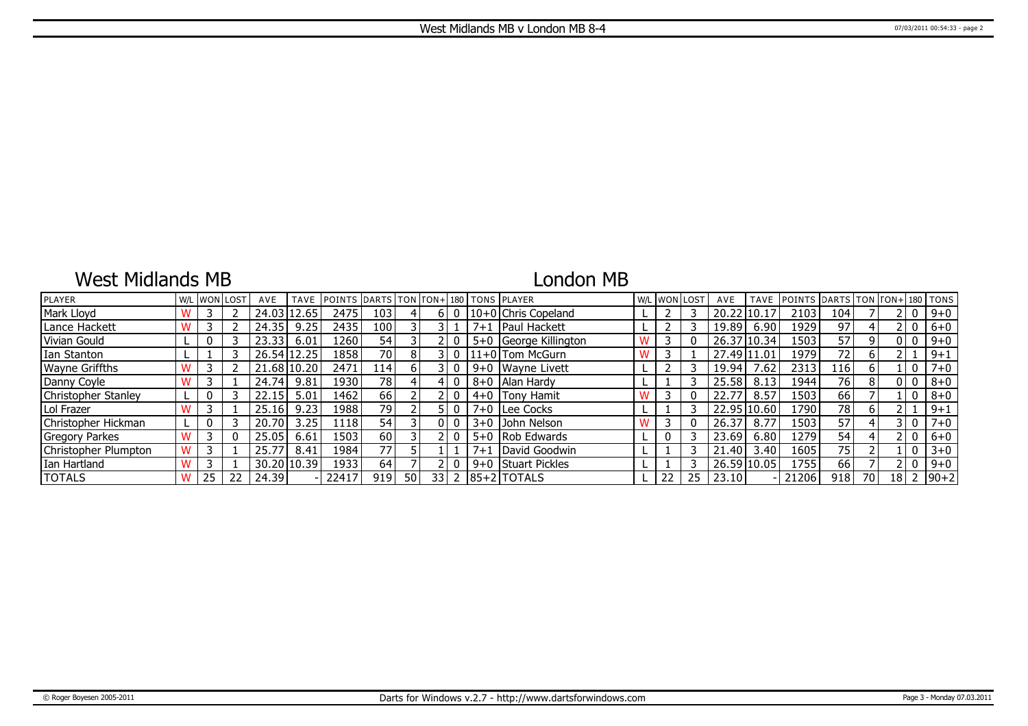# West Midlands MB v London MB 8-4

## West Midlands MB / London MB

| PLAYER | W/L | WON | LOST | AVE | TAVE | POINTS | DARTS | TON | TON+ | 180 | TONS | PLAYER | W/L | WON | LOST | AVE | TAVE | POINTS | DARTS | TON | TON+ | 180 | TONS |
|---|---|---|---|---|---|---|---|---|---|---|---|---|---|---|---|---|---|---|---|---|---|---|---|
| Mark Lloyd | W | 3 | 2 | 24.03 | 12.65 | 2475 | 103 | 4 | 6 | 0 | 10+0 | Chris Copeland | L | 2 | 3 | 20.22 | 10.17 | 2103 | 104 | 7 | 2 | 0 | 9+0 |
| Lance Hackett | W | 3 | 2 | 24.35 | 9.25 | 2435 | 100 | 3 | 3 | 1 | 7+1 | Paul Hackett | L | 2 | 3 | 19.89 | 6.90 | 1929 | 97 | 4 | 2 | 0 | 6+0 |
| Vivian Gould | L | 0 | 3 | 23.33 | 6.01 | 1260 | 54 | 3 | 2 | 0 | 5+0 | George Killington | W | 3 | 0 | 26.37 | 10.34 | 1503 | 57 | 9 | 0 | 0 | 9+0 |
| Ian Stanton | L | 1 | 3 | 26.54 | 12.25 | 1858 | 70 | 8 | 3 | 0 | 11+0 | Tom McGurn | W | 3 | 1 | 27.49 | 11.01 | 1979 | 72 | 6 | 2 | 1 | 9+1 |
| Wayne Griffths | W | 3 | 2 | 21.68 | 10.20 | 2471 | 114 | 6 | 3 | 0 | 9+0 | Wayne Livett | L | 2 | 3 | 19.94 | 7.62 | 2313 | 116 | 6 | 1 | 0 | 7+0 |
| Danny Coyle | W | 3 | 1 | 24.74 | 9.81 | 1930 | 78 | 4 | 4 | 0 | 8+0 | Alan Hardy | L | 1 | 3 | 25.58 | 8.13 | 1944 | 76 | 8 | 0 | 0 | 8+0 |
| Christopher Stanley | L | 0 | 3 | 22.15 | 5.01 | 1462 | 66 | 2 | 2 | 0 | 4+0 | Tony Hamit | W | 3 | 0 | 22.77 | 8.57 | 1503 | 66 | 7 | 1 | 0 | 8+0 |
| Lol Frazer | W | 3 | 1 | 25.16 | 9.23 | 1988 | 79 | 2 | 5 | 0 | 7+0 | Lee Cocks | L | 1 | 3 | 22.95 | 10.60 | 1790 | 78 | 6 | 2 | 1 | 9+1 |
| Christopher Hickman | L | 0 | 3 | 20.70 | 3.25 | 1118 | 54 | 3 | 0 | 0 | 3+0 | John Nelson | W | 3 | 0 | 26.37 | 8.77 | 1503 | 57 | 4 | 3 | 0 | 7+0 |
| Gregory Parkes | W | 3 | 0 | 25.05 | 6.61 | 1503 | 60 | 3 | 2 | 0 | 5+0 | Rob Edwards | L | 0 | 3 | 23.69 | 6.80 | 1279 | 54 | 4 | 2 | 0 | 6+0 |
| Christopher Plumpton | W | 3 | 1 | 25.77 | 8.41 | 1984 | 77 | 5 | 1 | 1 | 7+1 | David Goodwin | L | 1 | 3 | 21.40 | 3.40 | 1605 | 75 | 2 | 1 | 0 | 3+0 |
| Ian Hartland | W | 3 | 1 | 30.20 | 10.39 | 1933 | 64 | 7 | 2 | 0 | 9+0 | Stuart Pickles | L | 1 | 3 | 26.59 | 10.05 | 1755 | 66 | 7 | 2 | 0 | 9+0 |
| TOTALS | W | 25 | 22 | 24.39 | - | 22417 | 919 | 50 | 33 | 2 | 85+2 | TOTALS | L | 22 | 25 | 23.10 | - | 21206 | 918 | 70 | 18 | 2 | 90+2 |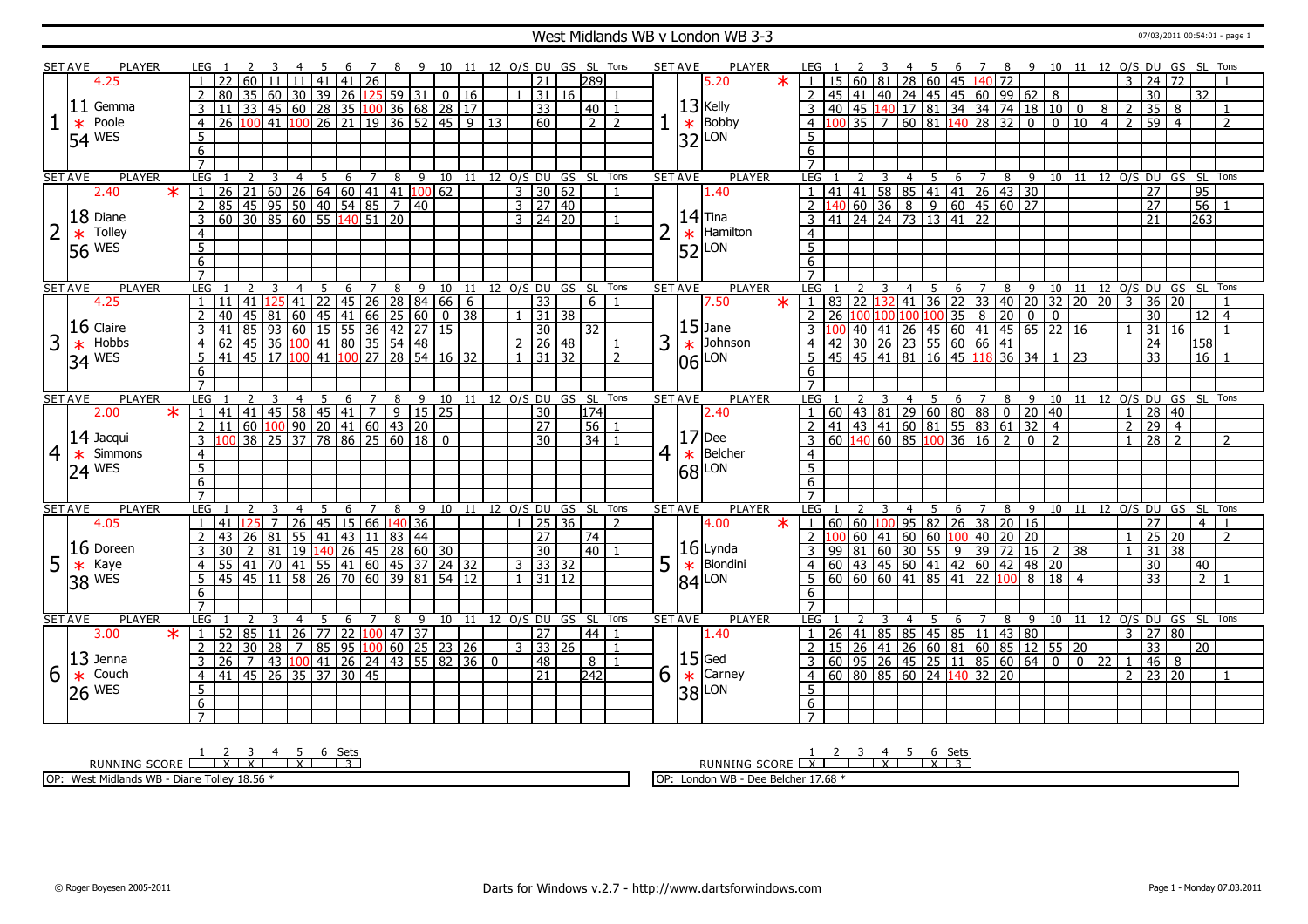# West Midlands WB v London WB 3-3

07/03/2011 00:54:01 - page 1

## Set 1

| SET AVE | PLAYER | LEG | 1 | 2 | 3 | 4 | 5 | 6 | 7 | 8 | 9 | 10 | 11 | 12 | O/S | DU | GS | SL | Tons |
|---|---|---|---|---|---|---|---|---|---|---|---|---|---|---|---|---|---|---|---|
| 4.25 | | 1 | 22 | 60 | 11 | 11 | 41 | 41 | 26 | | | | | | | 21 | | 289 | |
| 11 | Gemma | 2 | 80 | 35 | 60 | 30 | 39 | 26 | 125 | 59 | 31 | 0 | 16 | | 1 | 31 | 16 | | 1 |
| * | Poole | 3 | 11 | 33 | 45 | 60 | 28 | 35 | 100 | 36 | 68 | 28 | 17 | | | 33 | | 40 | 1 |
| 54 | WES | 4 | 26 | 100 | 41 | 100 | 26 | 21 | 19 | 36 | 52 | 45 | 9 | 13 | | 60 | | 2 | 2 |

| SET AVE | PLAYER | LEG | 1 | 2 | 3 | 4 | 5 | 6 | 7 | 8 | 9 | 10 | 11 | 12 | O/S | DU | GS | SL | Tons |
|---|---|---|---|---|---|---|---|---|---|---|---|---|---|---|---|---|---|---|---|
| 5.20 * | | 1 | 15 | 60 | 81 | 28 | 60 | 45 | 140 | 72 | | | | | 3 | 24 | 72 | | 1 |
| 13 | Kelly | 2 | 45 | 41 | 40 | 24 | 45 | 45 | 60 | 99 | 62 | 8 | | | | 30 | | 32 | |
| * | Bobby | 3 | 40 | 45 | 140 | 17 | 81 | 34 | 34 | 74 | 18 | 10 | 0 | 8 | 2 | 35 | 8 | | 1 |
| 32 | LON | 4 | 100 | 35 | 7 | 60 | 81 | 140 | 28 | 32 | 0 | 0 | 10 | 4 | 2 | 59 | 4 | | 2 |

## Set 2

| SET AVE | PLAYER | LEG | 1 | 2 | 3 | 4 | 5 | 6 | 7 | 8 | 9 | 10 | 11 | 12 | O/S | DU | GS | SL | Tons |
|---|---|---|---|---|---|---|---|---|---|---|---|---|---|---|---|---|---|---|---|
| 2.40 * | | 1 | 26 | 21 | 60 | 26 | 64 | 60 | 41 | 41 | 100 | 62 | | | 3 | 30 | 62 | | 1 |
| 18 | Diane | 2 | 85 | 45 | 95 | 50 | 40 | 54 | 85 | 7 | 40 | | | | 3 | 27 | 40 | | |
| * | Tolley | 3 | 60 | 30 | 85 | 60 | 55 | 140 | 51 | 20 | | | | | 3 | 24 | 20 | | 1 |
| 56 | WES | | | | | | | | | | | | | | | | | | |

| SET AVE | PLAYER | LEG | 1 | 2 | 3 | 4 | 5 | 6 | 7 | 8 | 9 | 10 | 11 | 12 | O/S | DU | GS | SL | Tons |
|---|---|---|---|---|---|---|---|---|---|---|---|---|---|---|---|---|---|---|---|
| 1.40 | | 1 | 41 | 41 | 58 | 85 | 41 | 41 | 26 | 43 | 30 | | | | | 27 | | 95 | |
| 14 | Tina | 2 | 140 | 60 | 36 | 8 | 9 | 60 | 45 | 60 | 27 | | | | | 27 | | 56 | 1 |
| * | Hamilton | 3 | 41 | 24 | 24 | 73 | 13 | 41 | 22 | | | | | | | 21 | | 263 | |
| 52 | LON | | | | | | | | | | | | | | | | | | |

## Set 3

| SET AVE | PLAYER | LEG | 1 | 2 | 3 | 4 | 5 | 6 | 7 | 8 | 9 | 10 | 11 | 12 | O/S | DU | GS | SL | Tons |
|---|---|---|---|---|---|---|---|---|---|---|---|---|---|---|---|---|---|---|---|
| 4.25 | | 1 | 11 | 41 | 125 | 41 | 22 | 45 | 26 | 28 | 84 | 66 | 6 | | | 33 | | 6 | 1 |
| 16 | Claire | 2 | 40 | 45 | 81 | 60 | 45 | 41 | 66 | 25 | 60 | 0 | 38 | | 1 | 31 | 38 | | |
| * | Hobbs | 3 | 41 | 85 | 93 | 60 | 15 | 55 | 36 | 42 | 27 | 15 | | | | 30 | | 32 | |
| 34 | WES | 4 | 62 | 45 | 36 | 100 | 41 | 80 | 35 | 54 | 48 | | | | 2 | 26 | 48 | | 1 |
| | | 5 | 41 | 45 | 17 | 100 | 41 | 100 | 27 | 28 | 54 | 16 | 32 | | 1 | 31 | 32 | | 2 |

| SET AVE | PLAYER | LEG | 1 | 2 | 3 | 4 | 5 | 6 | 7 | 8 | 9 | 10 | 11 | 12 | O/S | DU | GS | SL | Tons |
|---|---|---|---|---|---|---|---|---|---|---|---|---|---|---|---|---|---|---|---|
| 7.50 * | | 1 | 83 | 22 | 132 | 41 | 36 | 22 | 33 | 40 | 20 | 32 | 20 | 20 | 3 | 36 | 20 | | 1 |
| 15 | Jane | 2 | 26 | 100 | 100 | 100 | 100 | 35 | 8 | 20 | 0 | 0 | | | | 30 | | 12 | 4 |
| * | Johnson | 3 | 100 | 40 | 41 | 26 | 45 | 60 | 41 | 45 | 65 | 22 | 16 | | 1 | 31 | 16 | | 1 |
| 06 | LON | 4 | 42 | 30 | 26 | 23 | 55 | 60 | 66 | 41 | | | | | | 24 | | 158 | |
| | | 5 | 45 | 45 | 41 | 81 | 16 | 45 | 118 | 36 | 34 | 1 | 23 | | | 33 | | 16 | 1 |

## Set 4

| SET AVE | PLAYER | LEG | 1 | 2 | 3 | 4 | 5 | 6 | 7 | 8 | 9 | 10 | 11 | 12 | O/S | DU | GS | SL | Tons |
|---|---|---|---|---|---|---|---|---|---|---|---|---|---|---|---|---|---|---|---|
| 2.00 * | | 1 | 41 | 41 | 45 | 58 | 45 | 41 | 7 | 9 | 15 | 25 | | | | 30 | | 174 | |
| 14 | Jacqui | 2 | 11 | 60 | 100 | 90 | 20 | 41 | 60 | 43 | 20 | | | | | 27 | | 56 | 1 |
| * | Simmons | 3 | 100 | 38 | 25 | 37 | 78 | 86 | 25 | 60 | 18 | 0 | | | | 30 | | 34 | 1 |
| 24 | WES | | | | | | | | | | | | | | | | | | |

| SET AVE | PLAYER | LEG | 1 | 2 | 3 | 4 | 5 | 6 | 7 | 8 | 9 | 10 | 11 | 12 | O/S | DU | GS | SL | Tons |
|---|---|---|---|---|---|---|---|---|---|---|---|---|---|---|---|---|---|---|---|
| 2.40 | | 1 | 60 | 43 | 81 | 29 | 60 | 80 | 88 | 0 | 20 | 40 | | | 1 | 28 | 40 | | |
| 17 | Dee | 2 | 41 | 43 | 41 | 60 | 81 | 55 | 83 | 61 | 32 | 4 | | | 2 | 29 | 4 | | |
| * | Belcher | 3 | 60 | 140 | 60 | 85 | 100 | 36 | 16 | 2 | 0 | 2 | | | 1 | 28 | 2 | | 2 |
| 68 | LON | | | | | | | | | | | | | | | | | | |

## Set 5

| SET AVE | PLAYER | LEG | 1 | 2 | 3 | 4 | 5 | 6 | 7 | 8 | 9 | 10 | 11 | 12 | O/S | DU | GS | SL | Tons |
|---|---|---|---|---|---|---|---|---|---|---|---|---|---|---|---|---|---|---|---|
| 4.05 | | 1 | 41 | 125 | 7 | 26 | 45 | 15 | 66 | 140 | 36 | | | | 1 | 25 | 36 | | 2 |
| 16 | Doreen | 2 | 43 | 26 | 81 | 55 | 41 | 43 | 11 | 83 | 44 | | | | | 27 | | 74 | |
| * | Kaye | 3 | 30 | 2 | 81 | 19 | 140 | 26 | 45 | 28 | 60 | 30 | | | | 30 | | 40 | 1 |
| 38 | WES | 4 | 55 | 41 | 70 | 41 | 55 | 41 | 60 | 45 | 37 | 24 | 32 | | 3 | 33 | 32 | | |
| | | 5 | 45 | 45 | 11 | 58 | 26 | 70 | 60 | 39 | 81 | 54 | 12 | | 1 | 31 | 12 | | |

| SET AVE | PLAYER | LEG | 1 | 2 | 3 | 4 | 5 | 6 | 7 | 8 | 9 | 10 | 11 | 12 | O/S | DU | GS | SL | Tons |
|---|---|---|---|---|---|---|---|---|---|---|---|---|---|---|---|---|---|---|---|
| 4.00 * | | 1 | 60 | 60 | 100 | 95 | 82 | 26 | 38 | 20 | 16 | | | | | 27 | | 4 | 1 |
| 16 | Lynda | 2 | 100 | 60 | 41 | 60 | 60 | 100 | 40 | 20 | 20 | | | | 1 | 25 | 20 | | 2 |
| * | Biondini | 3 | 99 | 81 | 60 | 30 | 55 | 9 | 39 | 72 | 16 | 2 | 38 | | 1 | 31 | 38 | | |
| 84 | LON | 4 | 60 | 43 | 45 | 60 | 41 | 42 | 60 | 42 | 48 | 20 | | | | 30 | | 40 | |
| | | 5 | 60 | 60 | 60 | 41 | 85 | 41 | 22 | 100 | 8 | 18 | 4 | | | 33 | | 2 | 1 |

## Set 6

| SET AVE | PLAYER | LEG | 1 | 2 | 3 | 4 | 5 | 6 | 7 | 8 | 9 | 10 | 11 | 12 | O/S | DU | GS | SL | Tons |
|---|---|---|---|---|---|---|---|---|---|---|---|---|---|---|---|---|---|---|---|
| 3.00 * | | 1 | 52 | 85 | 11 | 26 | 77 | 22 | 100 | 47 | 37 | | | | | 27 | | 44 | 1 |
| 13 | Jenna | 2 | 22 | 30 | 28 | 7 | 85 | 95 | 100 | 60 | 25 | 23 | 26 | | 3 | 33 | 26 | | 1 |
| * | Couch | 3 | 26 | 7 | 43 | 100 | 41 | 26 | 24 | 43 | 55 | 82 | 36 | 0 | | 48 | | 8 | 1 |
| 26 | WES | 4 | 41 | 45 | 26 | 35 | 37 | 30 | 45 | | | | | | | 21 | | 242 | |

| SET AVE | PLAYER | LEG | 1 | 2 | 3 | 4 | 5 | 6 | 7 | 8 | 9 | 10 | 11 | 12 | O/S | DU | GS | SL | Tons |
|---|---|---|---|---|---|---|---|---|---|---|---|---|---|---|---|---|---|---|---|
| 1.40 | | 1 | 26 | 41 | 85 | 85 | 45 | 85 | 11 | 43 | 80 | | | | 3 | 27 | 80 | | |
| 15 | Ged | 2 | 15 | 26 | 41 | 26 | 60 | 81 | 60 | 85 | 12 | 55 | 20 | | | 33 | | 20 | |
| * | Carney | 3 | 60 | 95 | 26 | 45 | 25 | 11 | 85 | 60 | 64 | 0 | 0 | 22 | 1 | 46 | 8 | | |
| 38 | LON | 4 | 60 | 80 | 85 | 60 | 24 | 140 | 32 | 20 | | | | | 2 | 23 | 20 | | 1 |

## Running Score

| RUNNING SCORE | 1 | 2 | 3 | 4 | 5 | 6 | Sets |
|---|---|---|---|---|---|---|---|
| West Midlands WB | | X | X | | X | | 3 |
| London WB | X | | | X | | X | 3 |

OP: West Midlands WB - Diane Tolley 18.56 *

OP: London WB - Dee Belcher 17.68 *

© Roger Boyesen 2005-2011 — Darts for Windows v.2.7 - http://www.dartsforwindows.com — Page 1 - Monday 07.03.2011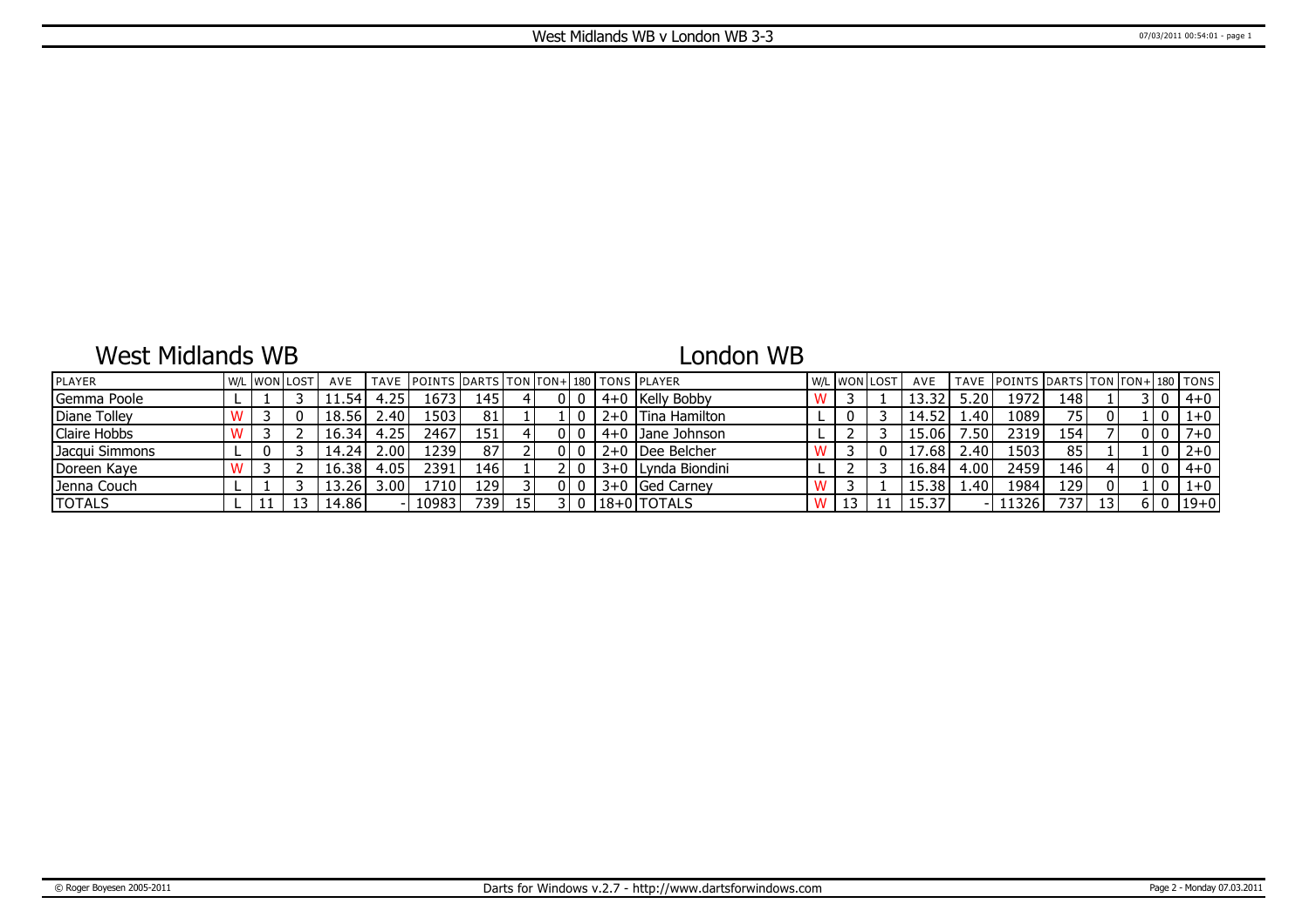# West Midlands WB v London WB 3-3

## West Midlands WB

## London WB

| PLAYER | W/L | WON | LOST | AVE | TAVE | POINTS | DARTS | TON | TON+ | 180 | TONS | PLAYER | W/L | WON | LOST | AVE | TAVE | POINTS | DARTS | TON | TON+ | 180 | TONS |
|---|---|---|---|---|---|---|---|---|---|---|---|---|---|---|---|---|---|---|---|---|---|---|---|
| Gemma Poole | L | 1 | 3 | 11.54 | 4.25 | 1673 | 145 | 4 | 0 | 0 | 4+0 | Kelly Bobby | W | 3 | 1 | 13.32 | 5.20 | 1972 | 148 | 1 | 3 | 0 | 4+0 |
| Diane Tolley | W | 3 | 0 | 18.56 | 2.40 | 1503 | 81 | 1 | 1 | 0 | 2+0 | Tina Hamilton | L | 0 | 3 | 14.52 | 1.40 | 1089 | 75 | 0 | 1 | 0 | 1+0 |
| Claire Hobbs | W | 3 | 2 | 16.34 | 4.25 | 2467 | 151 | 4 | 0 | 0 | 4+0 | Jane Johnson | L | 2 | 3 | 15.06 | 7.50 | 2319 | 154 | 7 | 0 | 0 | 7+0 |
| Jacqui Simmons | L | 0 | 3 | 14.24 | 2.00 | 1239 | 87 | 2 | 0 | 0 | 2+0 | Dee Belcher | W | 3 | 0 | 17.68 | 2.40 | 1503 | 85 | 1 | 1 | 0 | 2+0 |
| Doreen Kaye | W | 3 | 2 | 16.38 | 4.05 | 2391 | 146 | 1 | 2 | 0 | 3+0 | Lynda Biondini | L | 2 | 3 | 16.84 | 4.00 | 2459 | 146 | 4 | 0 | 0 | 4+0 |
| Jenna Couch | L | 1 | 3 | 13.26 | 3.00 | 1710 | 129 | 3 | 0 | 0 | 3+0 | Ged Carney | W | 3 | 1 | 15.38 | 1.40 | 1984 | 129 | 0 | 1 | 0 | 1+0 |
| TOTALS | L | 11 | 13 | 14.86 | - | 10983 | 739 | 15 | 3 | 0 | 18+0 | TOTALS | W | 13 | 11 | 15.37 | - | 11326 | 737 | 13 | 6 | 0 | 19+0 |